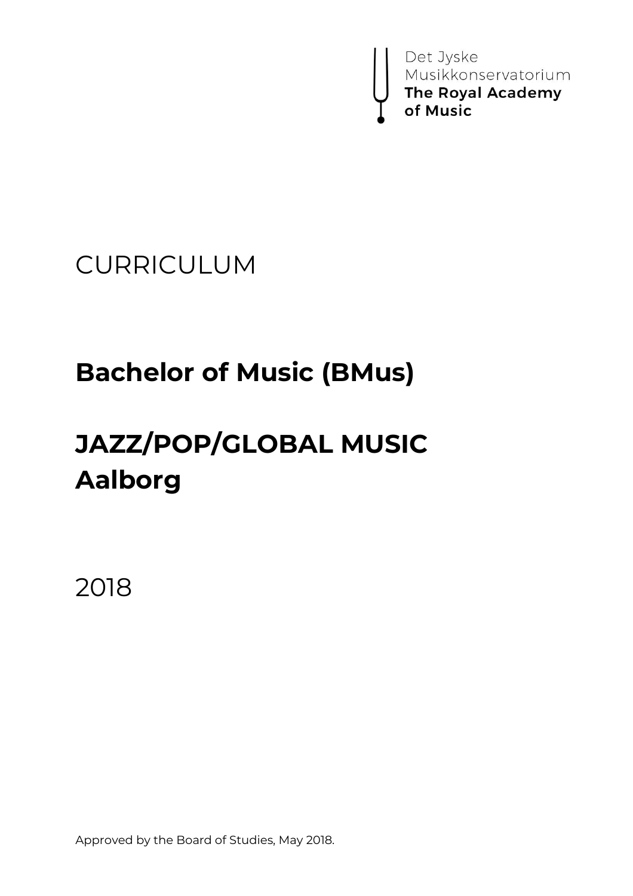Det Jyske Musikkonservatorium
**The Royal Academy of Music**

CURRICULUM

# Bachelor of Music (BMus)

# JAZZ/POP/GLOBAL MUSIC Aalborg

2018

Approved by the Board of Studies, May 2018.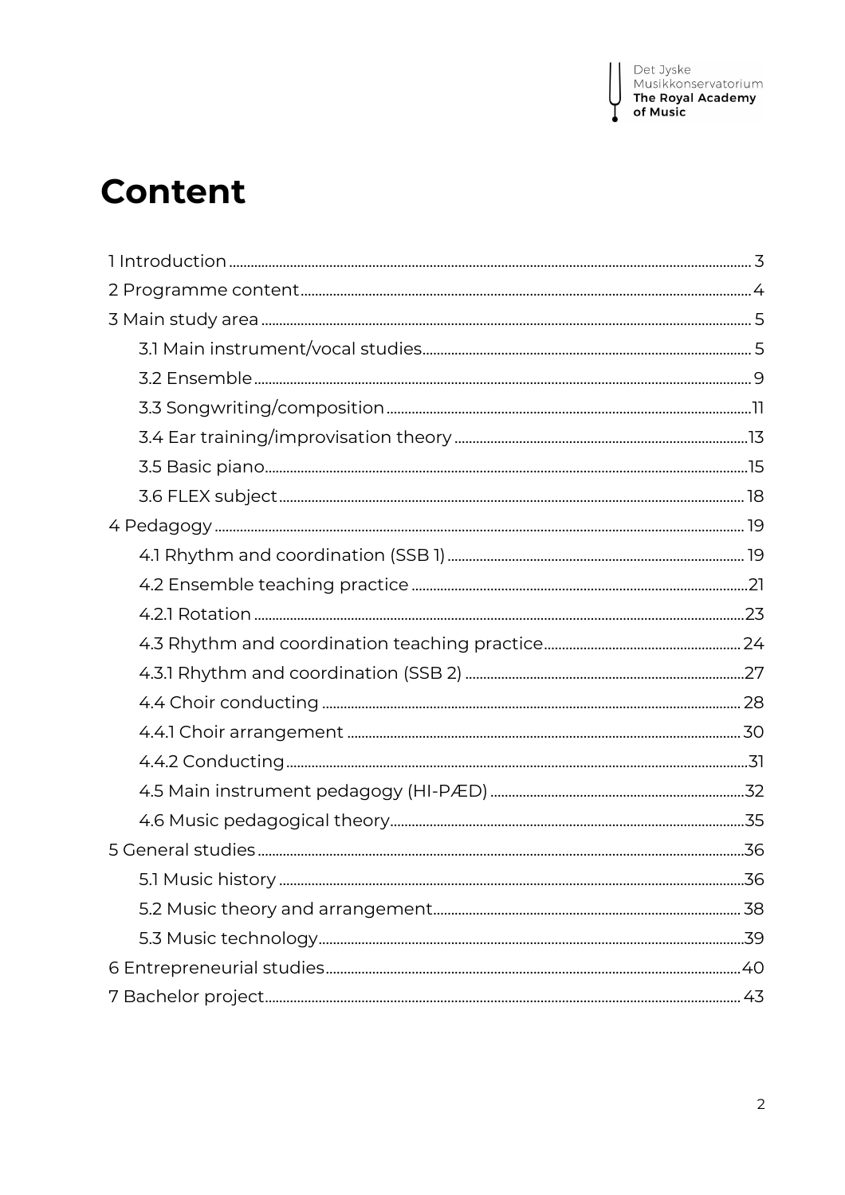# Content

- 1 Introduction ............ 3
- 2 Programme content ............ 4
- 3 Main study area ............ 5
  - 3.1 Main instrument/vocal studies ............ 5
  - 3.2 Ensemble ............ 9
  - 3.3 Songwriting/composition ............ 11
  - 3.4 Ear training/improvisation theory ............ 13
  - 3.5 Basic piano ............ 15
  - 3.6 FLEX subject ............ 18
- 4 Pedagogy ............ 19
  - 4.1 Rhythm and coordination (SSB 1) ............ 19
  - 4.2 Ensemble teaching practice ............ 21
  - 4.2.1 Rotation ............ 23
  - 4.3 Rhythm and coordination teaching practice ............ 24
  - 4.3.1 Rhythm and coordination (SSB 2) ............ 27
  - 4.4 Choir conducting ............ 28
  - 4.4.1 Choir arrangement ............ 30
  - 4.4.2 Conducting ............ 31
  - 4.5 Main instrument pedagogy (HI-PÆD) ............ 32
  - 4.6 Music pedagogical theory ............ 35
- 5 General studies ............ 36
  - 5.1 Music history ............ 36
  - 5.2 Music theory and arrangement ............ 38
  - 5.3 Music technology ............ 39
- 6 Entrepreneurial studies ............ 40
- 7 Bachelor project ............ 43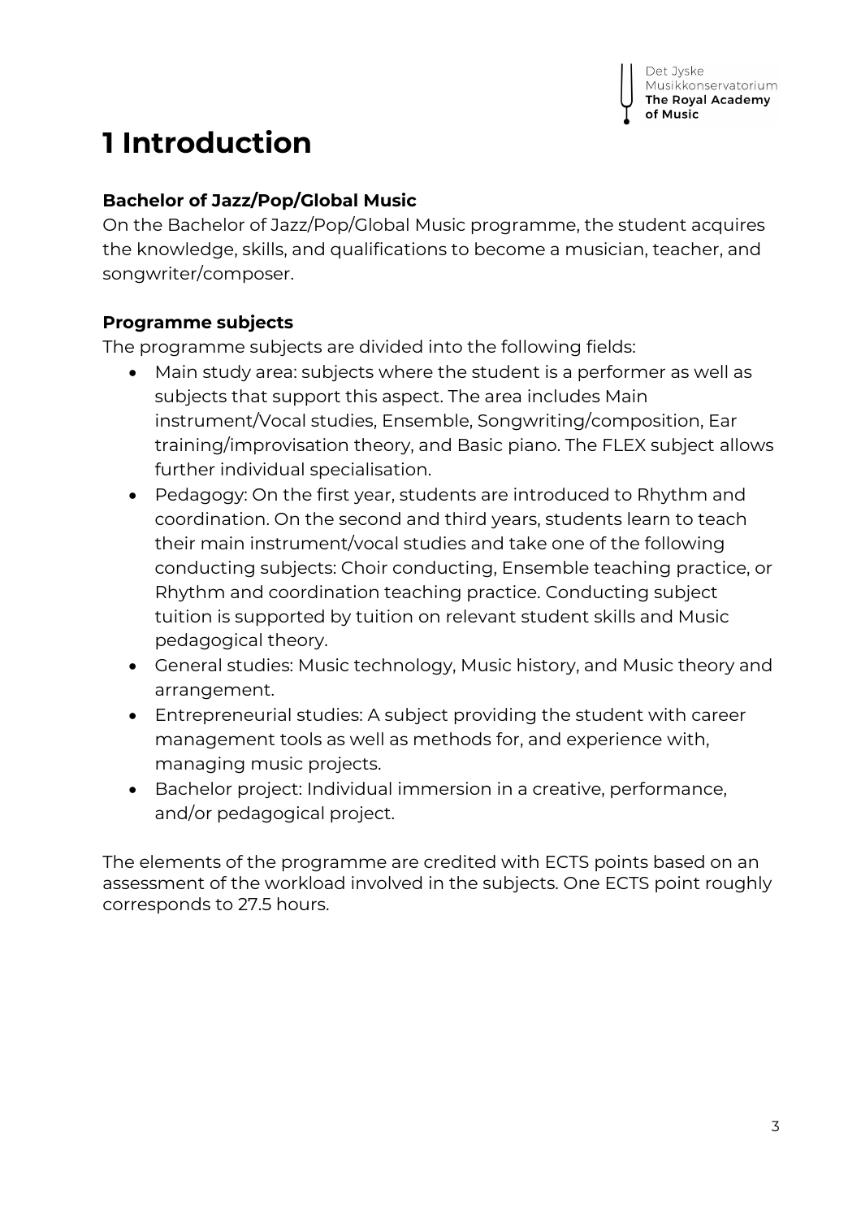# 1 Introduction

**Bachelor of Jazz/Pop/Global Music**

On the Bachelor of Jazz/Pop/Global Music programme, the student acquires the knowledge, skills, and qualifications to become a musician, teacher, and songwriter/composer.

**Programme subjects**

The programme subjects are divided into the following fields:

- Main study area: subjects where the student is a performer as well as subjects that support this aspect. The area includes Main instrument/Vocal studies, Ensemble, Songwriting/composition, Ear training/improvisation theory, and Basic piano. The FLEX subject allows further individual specialisation.
- Pedagogy: On the first year, students are introduced to Rhythm and coordination. On the second and third years, students learn to teach their main instrument/vocal studies and take one of the following conducting subjects: Choir conducting, Ensemble teaching practice, or Rhythm and coordination teaching practice. Conducting subject tuition is supported by tuition on relevant student skills and Music pedagogical theory.
- General studies: Music technology, Music history, and Music theory and arrangement.
- Entrepreneurial studies: A subject providing the student with career management tools as well as methods for, and experience with, managing music projects.
- Bachelor project: Individual immersion in a creative, performance, and/or pedagogical project.

The elements of the programme are credited with ECTS points based on an assessment of the workload involved in the subjects. One ECTS point roughly corresponds to 27.5 hours.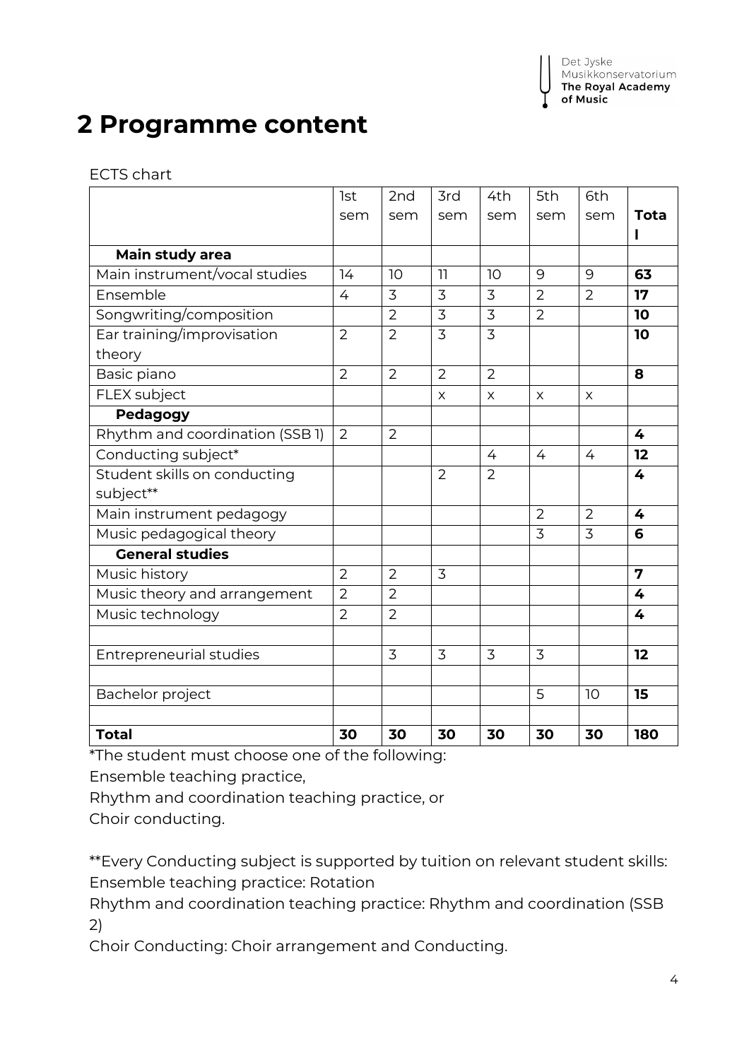# 2 Programme content

ECTS chart

| | 1st sem | 2nd sem | 3rd sem | 4th sem | 5th sem | 6th sem | **Total** |
|---|---|---|---|---|---|---|---|
| **Main study area** | | | | | | | |
| Main instrument/vocal studies | 14 | 10 | 11 | 10 | 9 | 9 | **63** |
| Ensemble | 4 | 3 | 3 | 3 | 2 | 2 | **17** |
| Songwriting/composition | | 2 | 3 | 3 | 2 | | **10** |
| Ear training/improvisation theory | 2 | 2 | 3 | 3 | | | **10** |
| Basic piano | 2 | 2 | 2 | 2 | | | **8** |
| FLEX subject | | | x | x | x | x | |
| **Pedagogy** | | | | | | | |
| Rhythm and coordination (SSB 1) | 2 | 2 | | | | | **4** |
| Conducting subject* | | | | 4 | 4 | 4 | **12** |
| Student skills on conducting subject** | | | 2 | 2 | | | **4** |
| Main instrument pedagogy | | | | | 2 | 2 | **4** |
| Music pedagogical theory | | | | | 3 | 3 | **6** |
| **General studies** | | | | | | | |
| Music history | 2 | 2 | 3 | | | | **7** |
| Music theory and arrangement | 2 | 2 | | | | | **4** |
| Music technology | 2 | 2 | | | | | **4** |
| | | | | | | | |
| Entrepreneurial studies | | 3 | 3 | 3 | 3 | | **12** |
| | | | | | | | |
| Bachelor project | | | | | 5 | 10 | **15** |
| | | | | | | | |
| **Total** | **30** | **30** | **30** | **30** | **30** | **30** | **180** |

*The student must choose one of the following:
Ensemble teaching practice,
Rhythm and coordination teaching practice, or
Choir conducting.

**Every Conducting subject is supported by tuition on relevant student skills:
Ensemble teaching practice: Rotation
Rhythm and coordination teaching practice: Rhythm and coordination (SSB 2)
Choir Conducting: Choir arrangement and Conducting.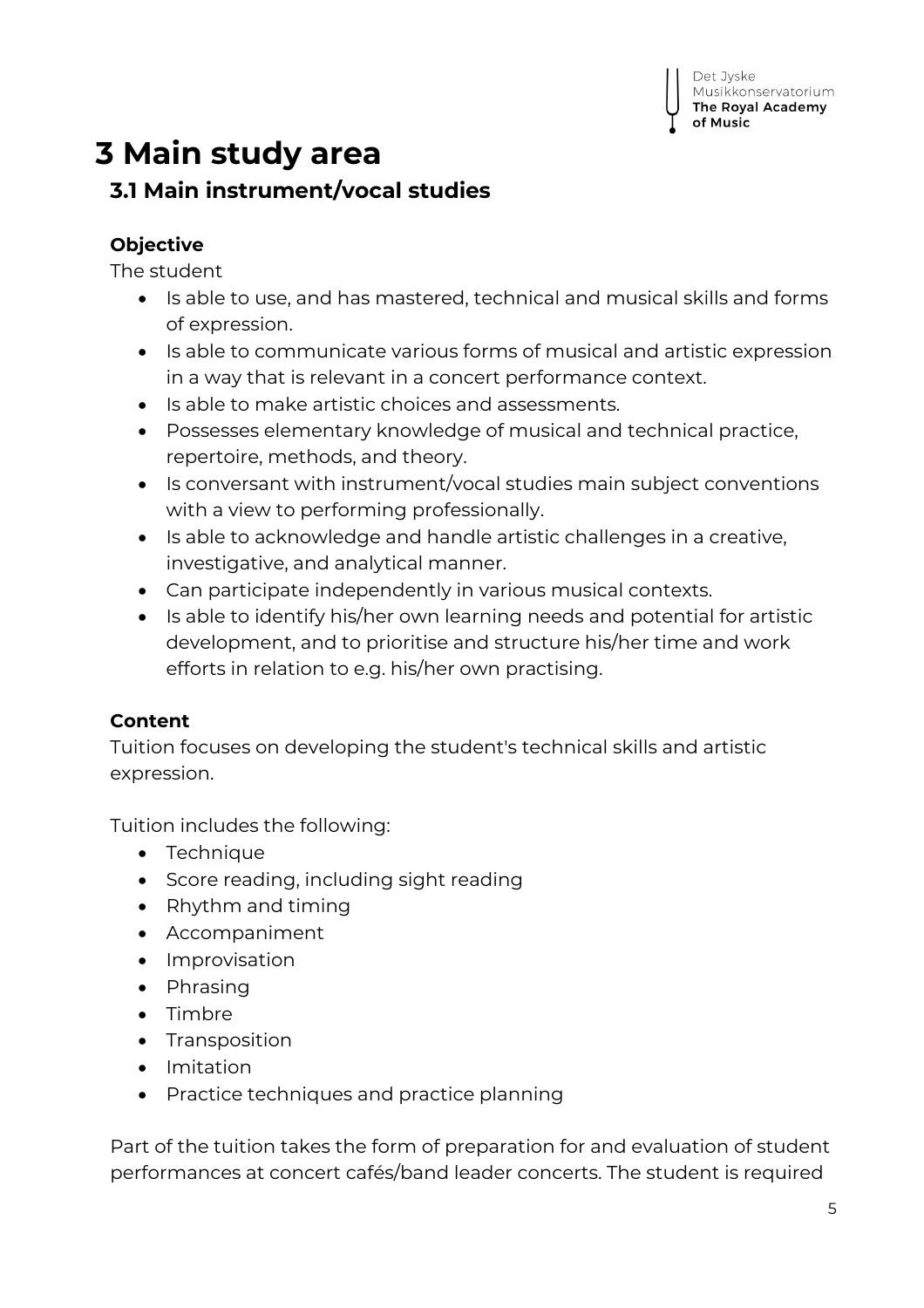# 3 Main study area

## 3.1 Main instrument/vocal studies

### Objective

The student

- Is able to use, and has mastered, technical and musical skills and forms of expression.
- Is able to communicate various forms of musical and artistic expression in a way that is relevant in a concert performance context.
- Is able to make artistic choices and assessments.
- Possesses elementary knowledge of musical and technical practice, repertoire, methods, and theory.
- Is conversant with instrument/vocal studies main subject conventions with a view to performing professionally.
- Is able to acknowledge and handle artistic challenges in a creative, investigative, and analytical manner.
- Can participate independently in various musical contexts.
- Is able to identify his/her own learning needs and potential for artistic development, and to prioritise and structure his/her time and work efforts in relation to e.g. his/her own practising.

### Content

Tuition focuses on developing the student's technical skills and artistic expression.

Tuition includes the following:

- Technique
- Score reading, including sight reading
- Rhythm and timing
- Accompaniment
- Improvisation
- Phrasing
- Timbre
- Transposition
- Imitation
- Practice techniques and practice planning

Part of the tuition takes the form of preparation for and evaluation of student performances at concert cafés/band leader concerts. The student is required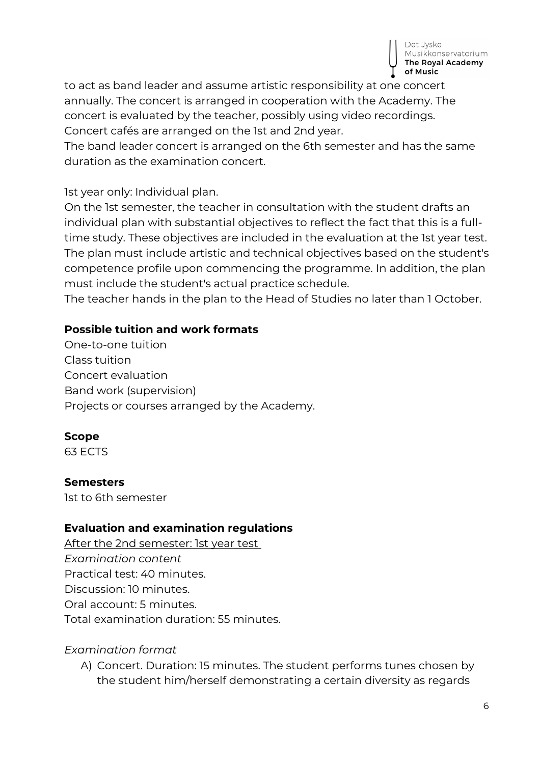to act as band leader and assume artistic responsibility at one concert annually. The concert is arranged in cooperation with the Academy. The concert is evaluated by the teacher, possibly using video recordings. Concert cafés are arranged on the 1st and 2nd year.
The band leader concert is arranged on the 6th semester and has the same duration as the examination concert.

1st year only: Individual plan.
On the 1st semester, the teacher in consultation with the student drafts an individual plan with substantial objectives to reflect the fact that this is a full-time study. These objectives are included in the evaluation at the 1st year test. The plan must include artistic and technical objectives based on the student's competence profile upon commencing the programme. In addition, the plan must include the student's actual practice schedule.
The teacher hands in the plan to the Head of Studies no later than 1 October.

**Possible tuition and work formats**
One-to-one tuition
Class tuition
Concert evaluation
Band work (supervision)
Projects or courses arranged by the Academy.

**Scope**
63 ECTS

**Semesters**
1st to 6th semester

**Evaluation and examination regulations**
<u>After the 2nd semester: 1st year test</u>
*Examination content*
Practical test: 40 minutes.
Discussion: 10 minutes.
Oral account: 5 minutes.
Total examination duration: 55 minutes.

*Examination format*

A) Concert. Duration: 15 minutes. The student performs tunes chosen by the student him/herself demonstrating a certain diversity as regards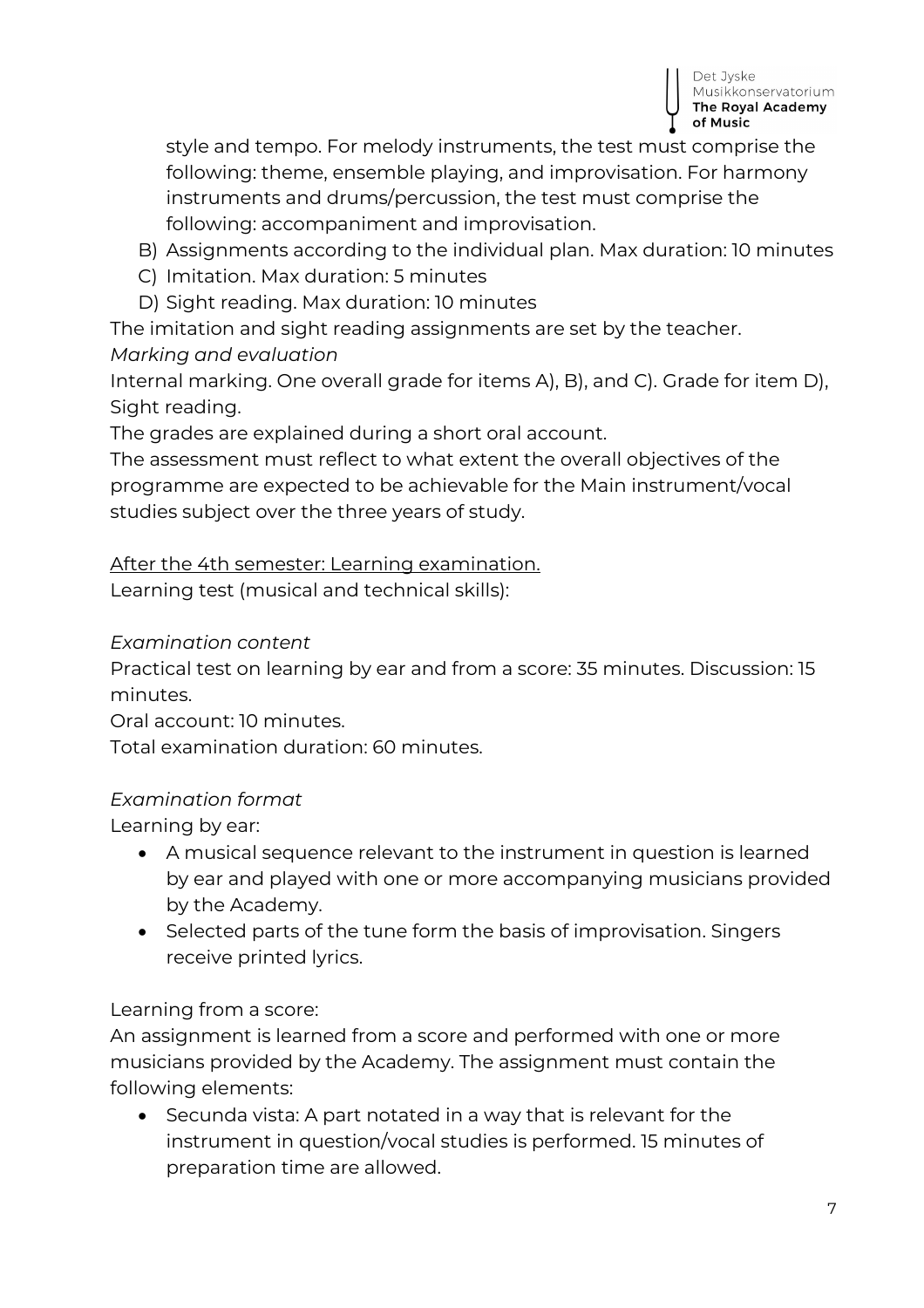style and tempo. For melody instruments, the test must comprise the following: theme, ensemble playing, and improvisation. For harmony instruments and drums/percussion, the test must comprise the following: accompaniment and improvisation.

B) Assignments according to the individual plan. Max duration: 10 minutes
C) Imitation. Max duration: 5 minutes
D) Sight reading. Max duration: 10 minutes

The imitation and sight reading assignments are set by the teacher.

*Marking and evaluation*

Internal marking. One overall grade for items A), B), and C). Grade for item D), Sight reading.

The grades are explained during a short oral account.

The assessment must reflect to what extent the overall objectives of the programme are expected to be achievable for the Main instrument/vocal studies subject over the three years of study.

<u>After the 4th semester: Learning examination.</u>

Learning test (musical and technical skills):

*Examination content*

Practical test on learning by ear and from a score: 35 minutes. Discussion: 15 minutes.

Oral account: 10 minutes.

Total examination duration: 60 minutes.

*Examination format*

Learning by ear:

- A musical sequence relevant to the instrument in question is learned by ear and played with one or more accompanying musicians provided by the Academy.
- Selected parts of the tune form the basis of improvisation. Singers receive printed lyrics.

Learning from a score:

An assignment is learned from a score and performed with one or more musicians provided by the Academy. The assignment must contain the following elements:

- Secunda vista: A part notated in a way that is relevant for the instrument in question/vocal studies is performed. 15 minutes of preparation time are allowed.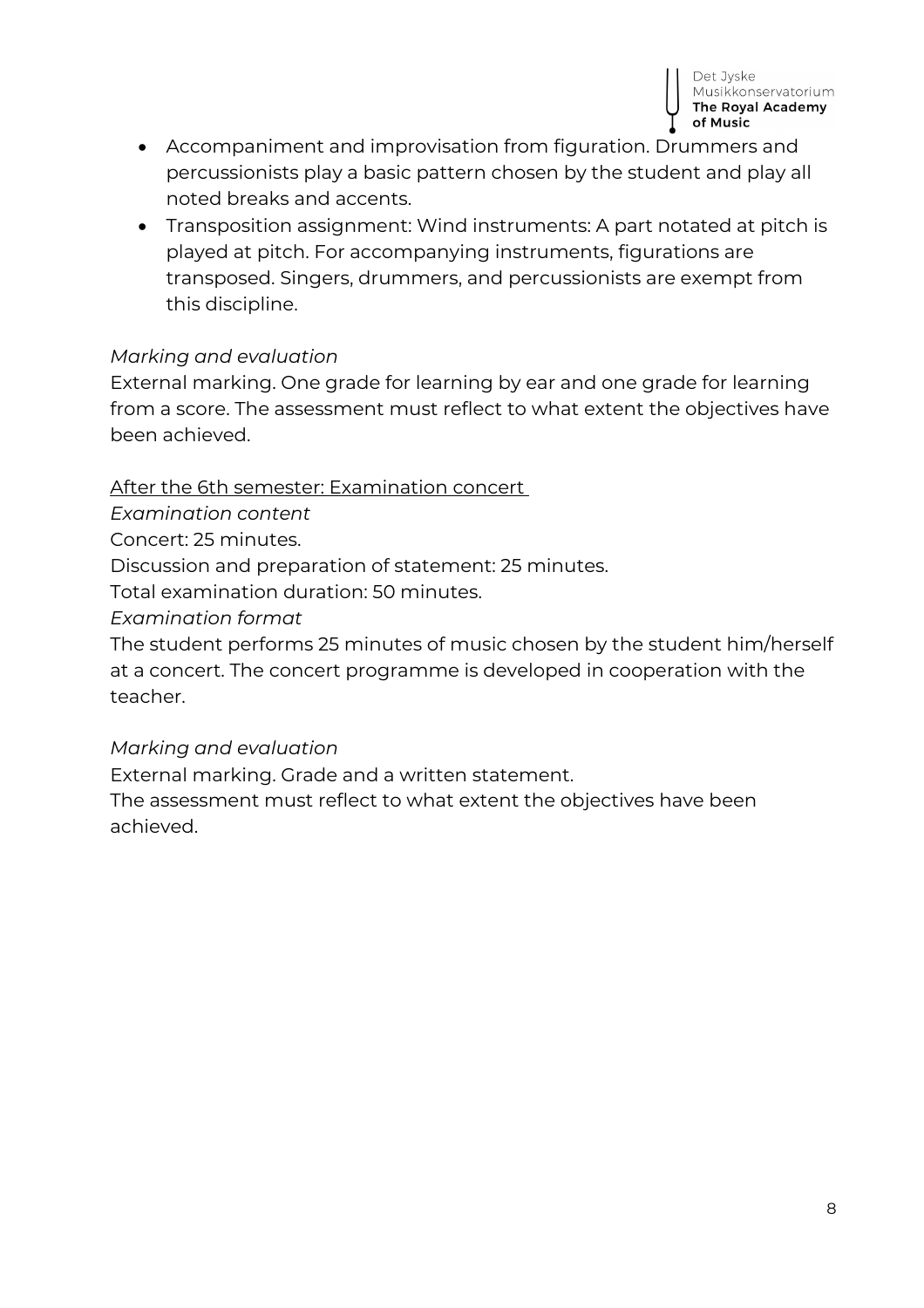- Accompaniment and improvisation from figuration. Drummers and percussionists play a basic pattern chosen by the student and play all noted breaks and accents.
- Transposition assignment: Wind instruments: A part notated at pitch is played at pitch. For accompanying instruments, figurations are transposed. Singers, drummers, and percussionists are exempt from this discipline.

*Marking and evaluation*

External marking. One grade for learning by ear and one grade for learning from a score. The assessment must reflect to what extent the objectives have been achieved.

<u>After the 6th semester: Examination concert</u>

*Examination content*

Concert: 25 minutes.

Discussion and preparation of statement: 25 minutes.

Total examination duration: 50 minutes.

*Examination format*

The student performs 25 minutes of music chosen by the student him/herself at a concert. The concert programme is developed in cooperation with the teacher.

*Marking and evaluation*

External marking. Grade and a written statement.

The assessment must reflect to what extent the objectives have been achieved.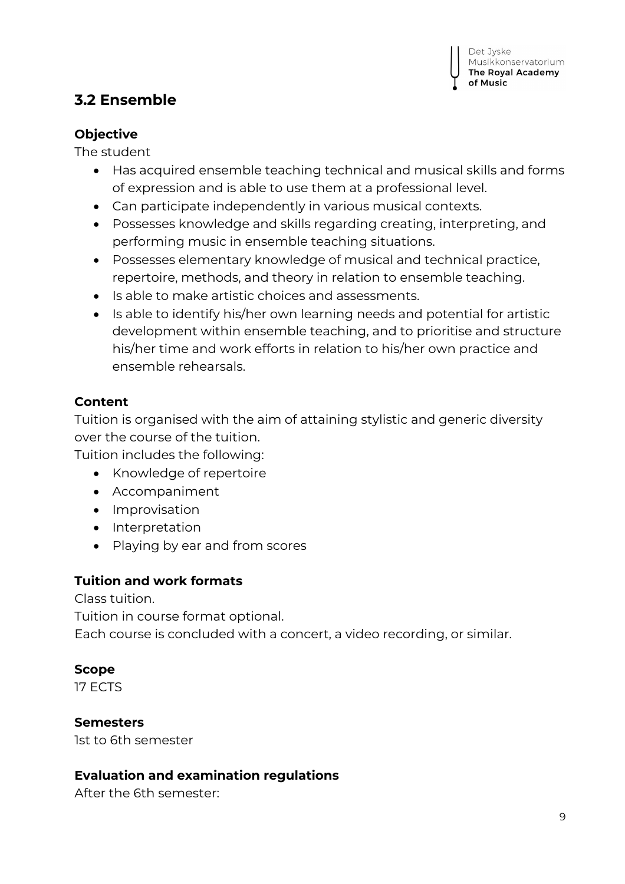## 3.2 Ensemble

**Objective**

The student

- Has acquired ensemble teaching technical and musical skills and forms of expression and is able to use them at a professional level.
- Can participate independently in various musical contexts.
- Possesses knowledge and skills regarding creating, interpreting, and performing music in ensemble teaching situations.
- Possesses elementary knowledge of musical and technical practice, repertoire, methods, and theory in relation to ensemble teaching.
- Is able to make artistic choices and assessments.
- Is able to identify his/her own learning needs and potential for artistic development within ensemble teaching, and to prioritise and structure his/her time and work efforts in relation to his/her own practice and ensemble rehearsals.

**Content**

Tuition is organised with the aim of attaining stylistic and generic diversity over the course of the tuition.

Tuition includes the following:

- Knowledge of repertoire
- Accompaniment
- Improvisation
- Interpretation
- Playing by ear and from scores

**Tuition and work formats**

Class tuition.

Tuition in course format optional.

Each course is concluded with a concert, a video recording, or similar.

**Scope**

17 ECTS

**Semesters**

1st to 6th semester

**Evaluation and examination regulations**

After the 6th semester: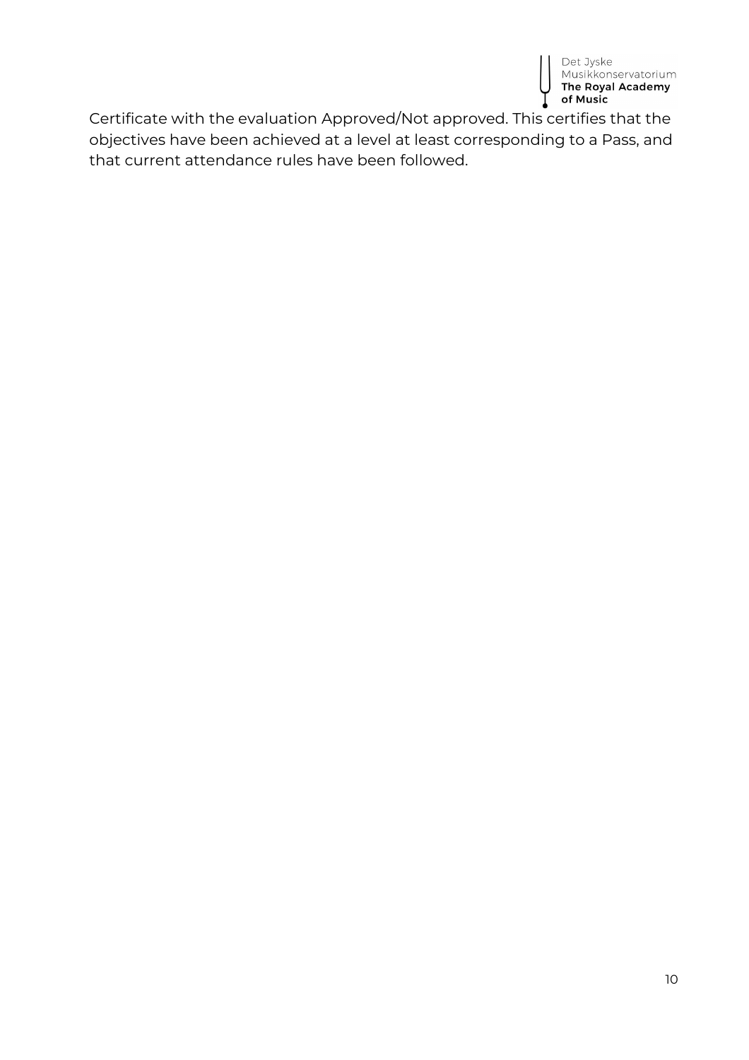Certificate with the evaluation Approved/Not approved. This certifies that the objectives have been achieved at a level at least corresponding to a Pass, and that current attendance rules have been followed.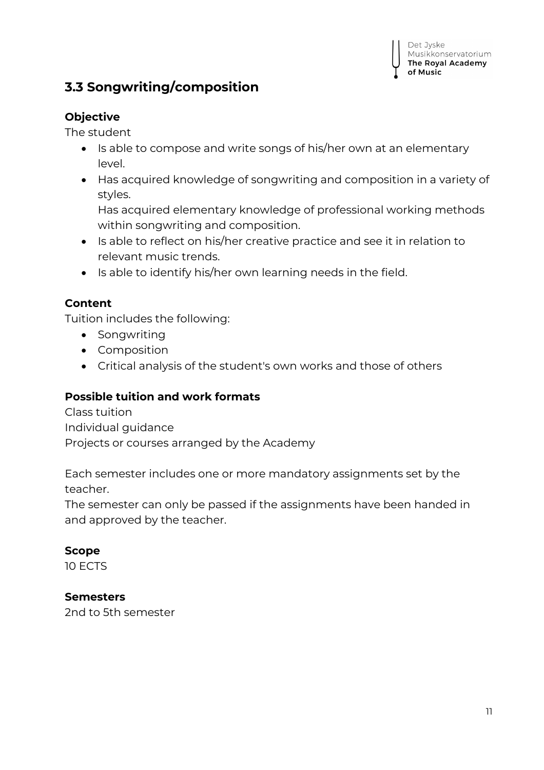## 3.3 Songwriting/composition

**Objective**

The student

- Is able to compose and write songs of his/her own at an elementary level.
- Has acquired knowledge of songwriting and composition in a variety of styles.
  Has acquired elementary knowledge of professional working methods within songwriting and composition.
- Is able to reflect on his/her creative practice and see it in relation to relevant music trends.
- Is able to identify his/her own learning needs in the field.

**Content**

Tuition includes the following:

- Songwriting
- Composition
- Critical analysis of the student's own works and those of others

**Possible tuition and work formats**

Class tuition
Individual guidance
Projects or courses arranged by the Academy

Each semester includes one or more mandatory assignments set by the teacher.
The semester can only be passed if the assignments have been handed in and approved by the teacher.

**Scope**

10 ECTS

**Semesters**

2nd to 5th semester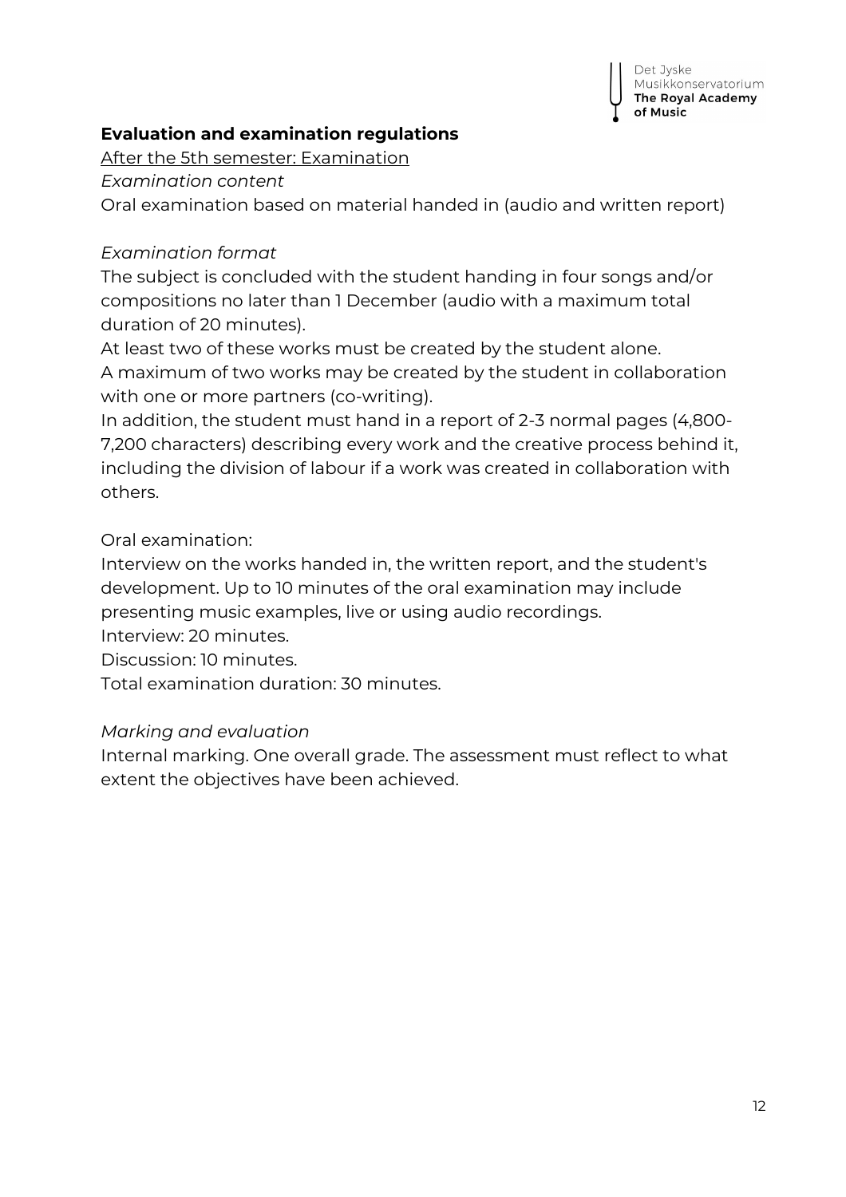**Evaluation and examination regulations**

After the 5th semester: Examination

*Examination content*

Oral examination based on material handed in (audio and written report)

*Examination format*

The subject is concluded with the student handing in four songs and/or compositions no later than 1 December (audio with a maximum total duration of 20 minutes).

At least two of these works must be created by the student alone.

A maximum of two works may be created by the student in collaboration with one or more partners (co-writing).

In addition, the student must hand in a report of 2-3 normal pages (4,800-7,200 characters) describing every work and the creative process behind it, including the division of labour if a work was created in collaboration with others.

Oral examination:

Interview on the works handed in, the written report, and the student's development. Up to 10 minutes of the oral examination may include presenting music examples, live or using audio recordings.

Interview: 20 minutes.

Discussion: 10 minutes.

Total examination duration: 30 minutes.

*Marking and evaluation*

Internal marking. One overall grade. The assessment must reflect to what extent the objectives have been achieved.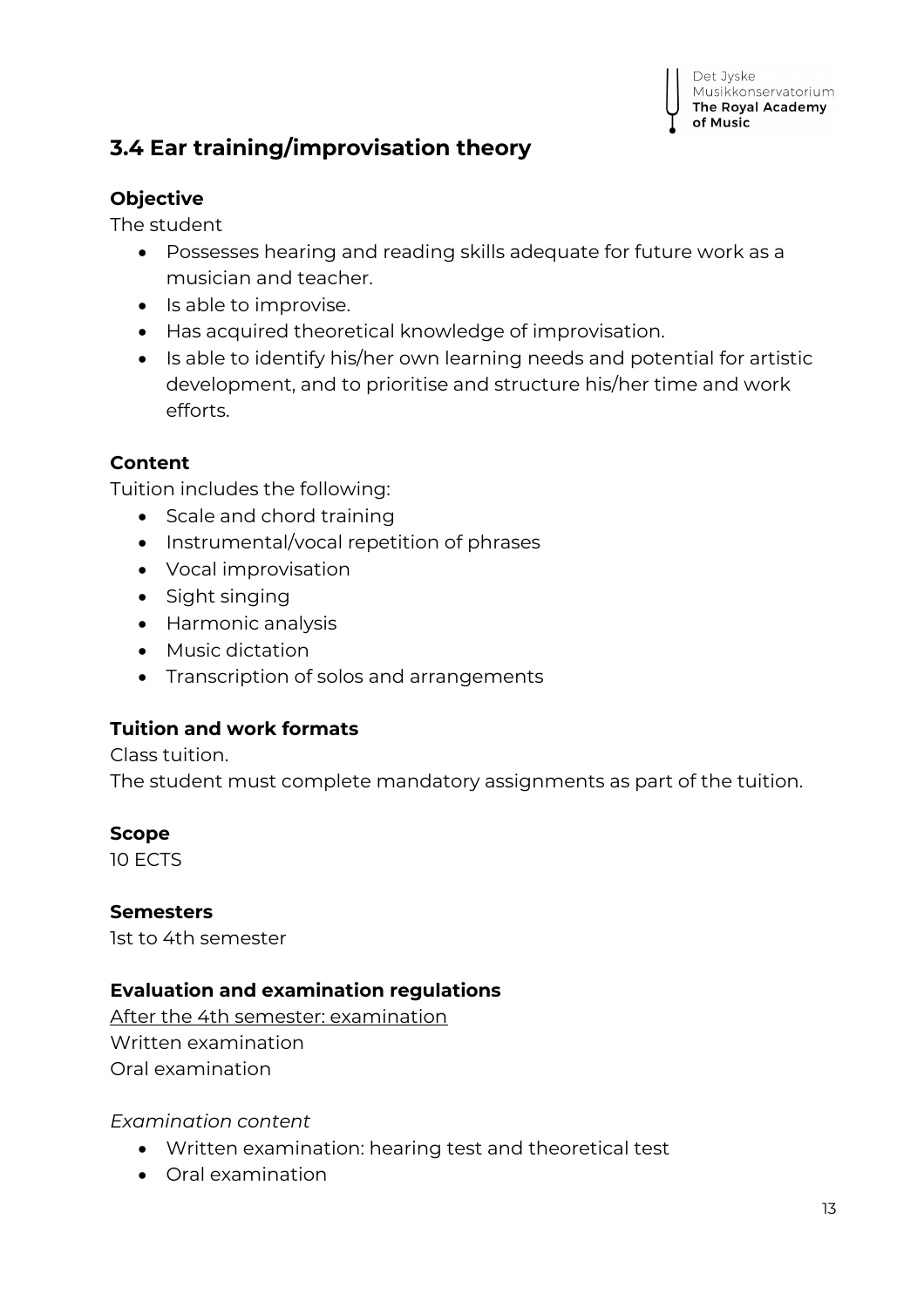## 3.4 Ear training/improvisation theory

**Objective**

The student

- Possesses hearing and reading skills adequate for future work as a musician and teacher.
- Is able to improvise.
- Has acquired theoretical knowledge of improvisation.
- Is able to identify his/her own learning needs and potential for artistic development, and to prioritise and structure his/her time and work efforts.

**Content**

Tuition includes the following:

- Scale and chord training
- Instrumental/vocal repetition of phrases
- Vocal improvisation
- Sight singing
- Harmonic analysis
- Music dictation
- Transcription of solos and arrangements

**Tuition and work formats**

Class tuition.

The student must complete mandatory assignments as part of the tuition.

**Scope**

10 ECTS

**Semesters**

1st to 4th semester

**Evaluation and examination regulations**

<u>After the 4th semester: examination</u>

Written examination

Oral examination

*Examination content*

- Written examination: hearing test and theoretical test
- Oral examination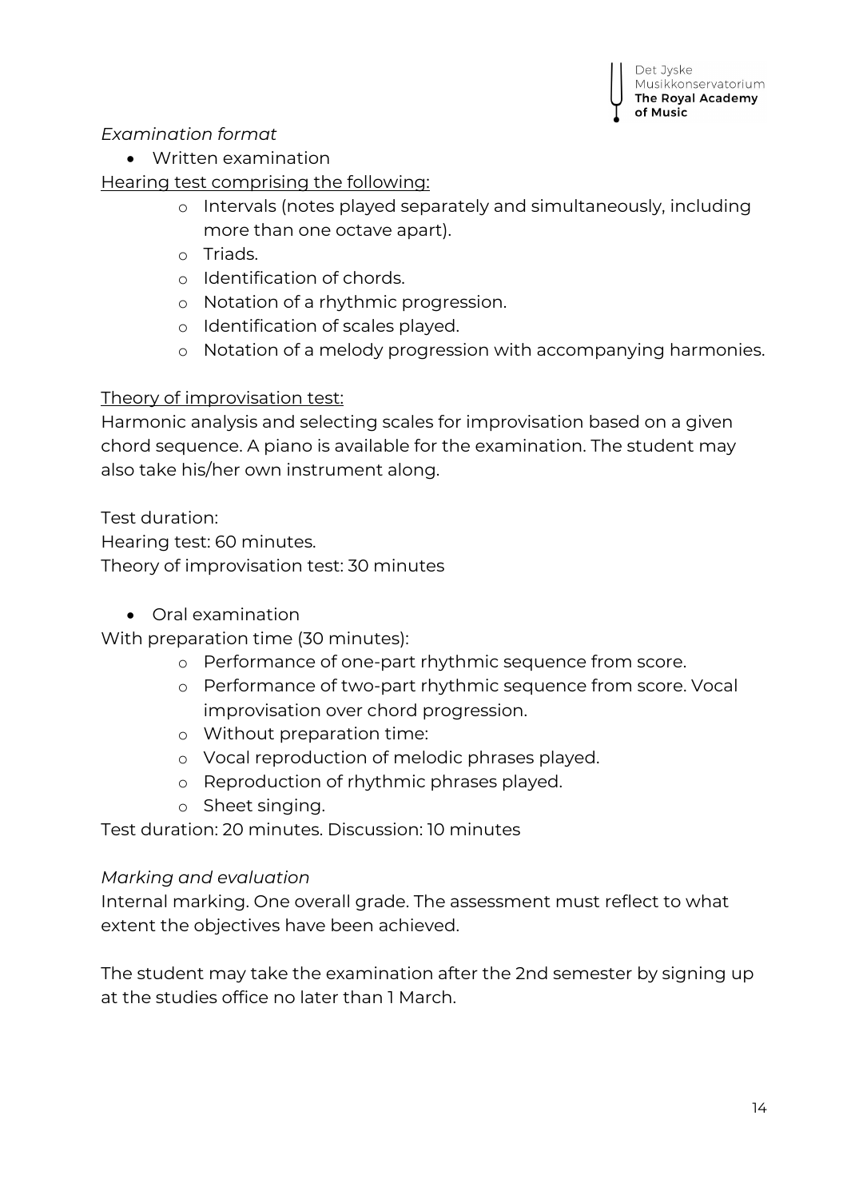*Examination format*

- Written examination

Hearing test comprising the following:

  - Intervals (notes played separately and simultaneously, including more than one octave apart).
  - Triads.
  - Identification of chords.
  - Notation of a rhythmic progression.
  - Identification of scales played.
  - Notation of a melody progression with accompanying harmonies.

Theory of improvisation test:

Harmonic analysis and selecting scales for improvisation based on a given chord sequence. A piano is available for the examination. The student may also take his/her own instrument along.

Test duration:

Hearing test: 60 minutes.

Theory of improvisation test: 30 minutes

- Oral examination

With preparation time (30 minutes):

  - Performance of one-part rhythmic sequence from score.
  - Performance of two-part rhythmic sequence from score. Vocal improvisation over chord progression.
  - Without preparation time:
  - Vocal reproduction of melodic phrases played.
  - Reproduction of rhythmic phrases played.
  - Sheet singing.

Test duration: 20 minutes. Discussion: 10 minutes

*Marking and evaluation*

Internal marking. One overall grade. The assessment must reflect to what extent the objectives have been achieved.

The student may take the examination after the 2nd semester by signing up at the studies office no later than 1 March.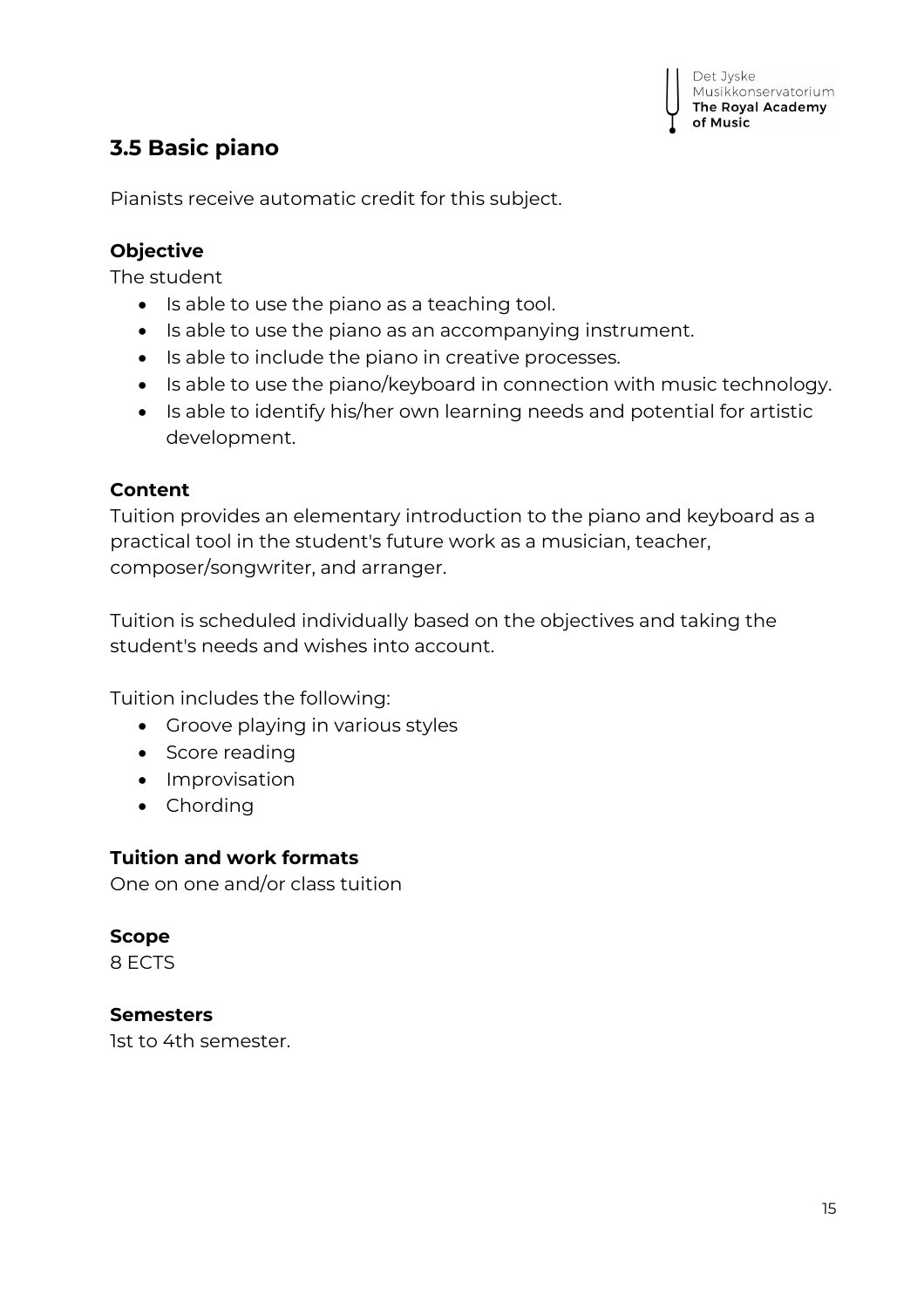## 3.5 Basic piano

Pianists receive automatic credit for this subject.

**Objective**

The student

- Is able to use the piano as a teaching tool.
- Is able to use the piano as an accompanying instrument.
- Is able to include the piano in creative processes.
- Is able to use the piano/keyboard in connection with music technology.
- Is able to identify his/her own learning needs and potential for artistic development.

**Content**

Tuition provides an elementary introduction to the piano and keyboard as a practical tool in the student's future work as a musician, teacher, composer/songwriter, and arranger.

Tuition is scheduled individually based on the objectives and taking the student's needs and wishes into account.

Tuition includes the following:

- Groove playing in various styles
- Score reading
- Improvisation
- Chording

**Tuition and work formats**

One on one and/or class tuition

**Scope**

8 ECTS

**Semesters**

1st to 4th semester.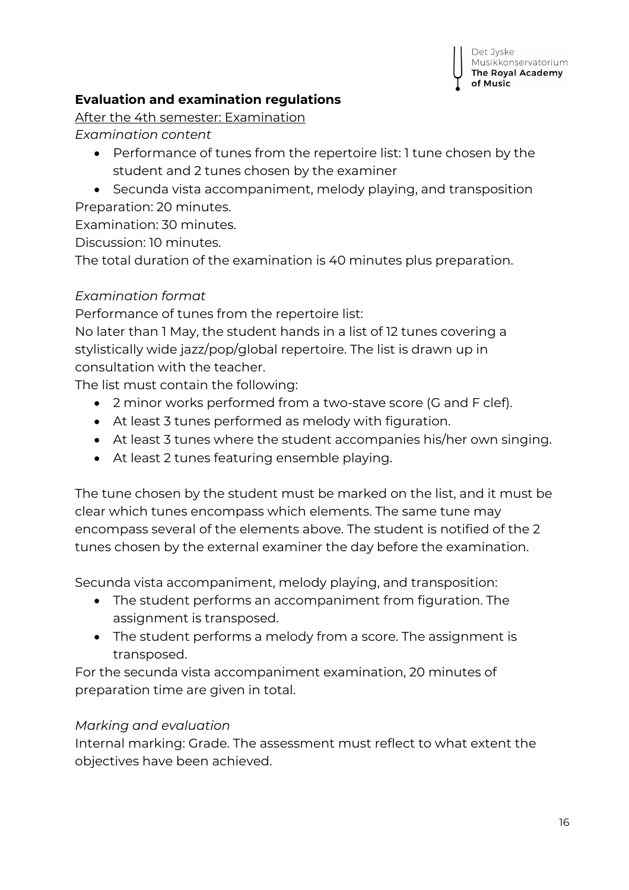## Evaluation and examination regulations

After the 4th semester: Examination

*Examination content*

- Performance of tunes from the repertoire list: 1 tune chosen by the student and 2 tunes chosen by the examiner
- Secunda vista accompaniment, melody playing, and transposition

Preparation: 20 minutes.

Examination: 30 minutes.

Discussion: 10 minutes.

The total duration of the examination is 40 minutes plus preparation.

*Examination format*

Performance of tunes from the repertoire list:

No later than 1 May, the student hands in a list of 12 tunes covering a stylistically wide jazz/pop/global repertoire. The list is drawn up in consultation with the teacher.

The list must contain the following:

- 2 minor works performed from a two-stave score (G and F clef).
- At least 3 tunes performed as melody with figuration.
- At least 3 tunes where the student accompanies his/her own singing.
- At least 2 tunes featuring ensemble playing.

The tune chosen by the student must be marked on the list, and it must be clear which tunes encompass which elements. The same tune may encompass several of the elements above. The student is notified of the 2 tunes chosen by the external examiner the day before the examination.

Secunda vista accompaniment, melody playing, and transposition:

- The student performs an accompaniment from figuration. The assignment is transposed.
- The student performs a melody from a score. The assignment is transposed.

For the secunda vista accompaniment examination, 20 minutes of preparation time are given in total.

*Marking and evaluation*

Internal marking: Grade. The assessment must reflect to what extent the objectives have been achieved.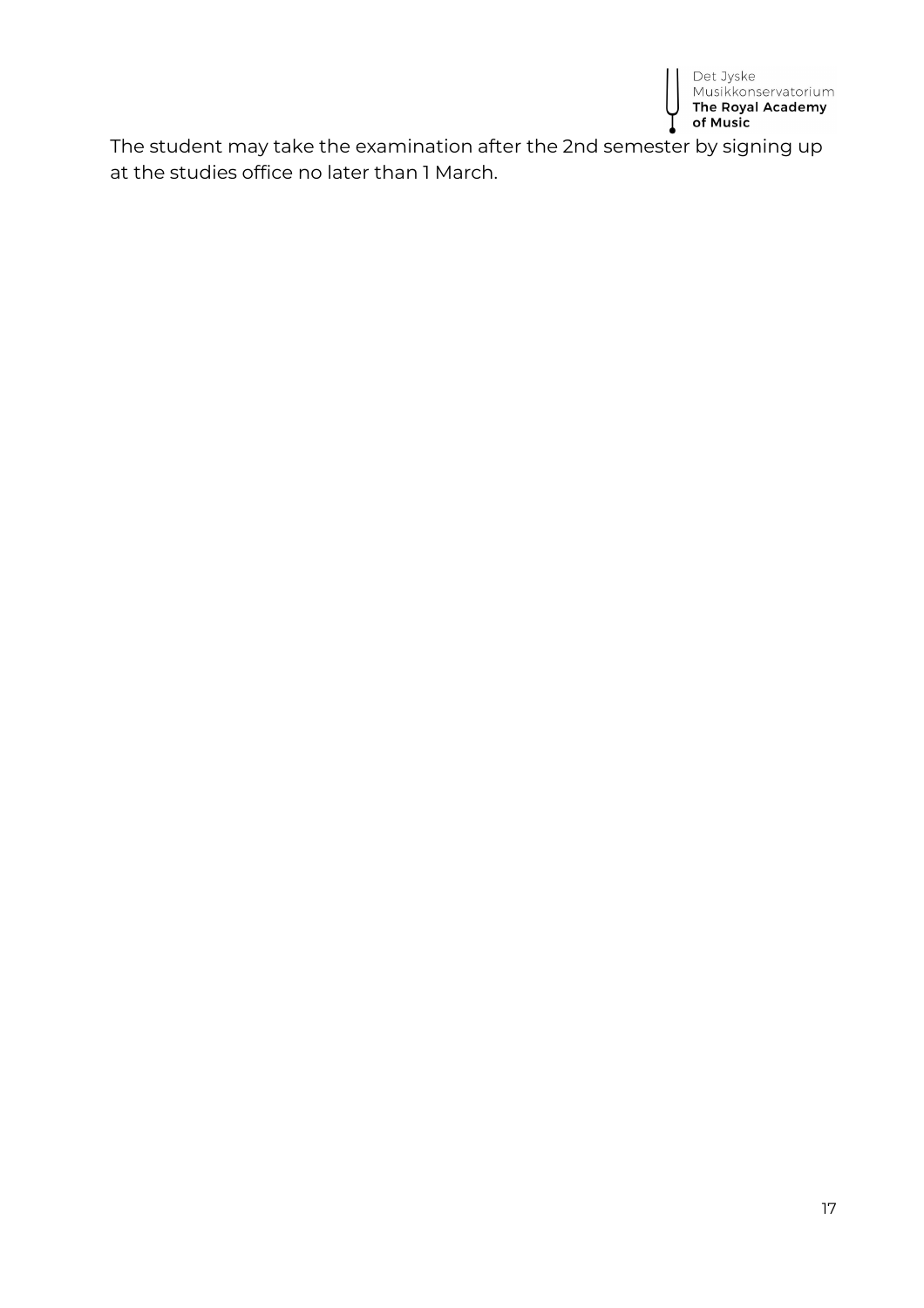The student may take the examination after the 2nd semester by signing up at the studies office no later than 1 March.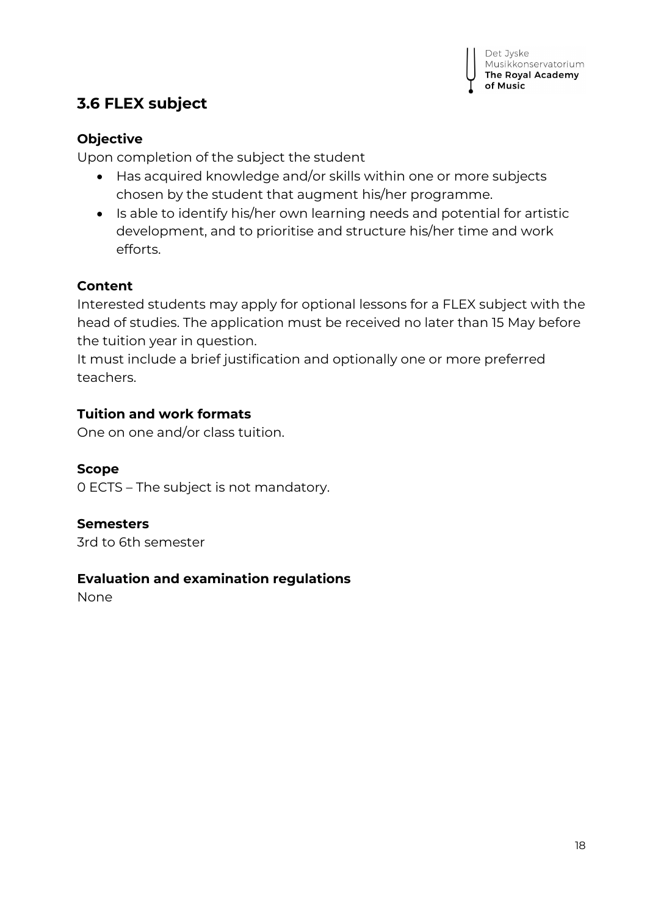## 3.6 FLEX subject

**Objective**

Upon completion of the subject the student

- Has acquired knowledge and/or skills within one or more subjects chosen by the student that augment his/her programme.
- Is able to identify his/her own learning needs and potential for artistic development, and to prioritise and structure his/her time and work efforts.

**Content**

Interested students may apply for optional lessons for a FLEX subject with the head of studies. The application must be received no later than 15 May before the tuition year in question.

It must include a brief justification and optionally one or more preferred teachers.

**Tuition and work formats**

One on one and/or class tuition.

**Scope**

0 ECTS – The subject is not mandatory.

**Semesters**

3rd to 6th semester

**Evaluation and examination regulations**

None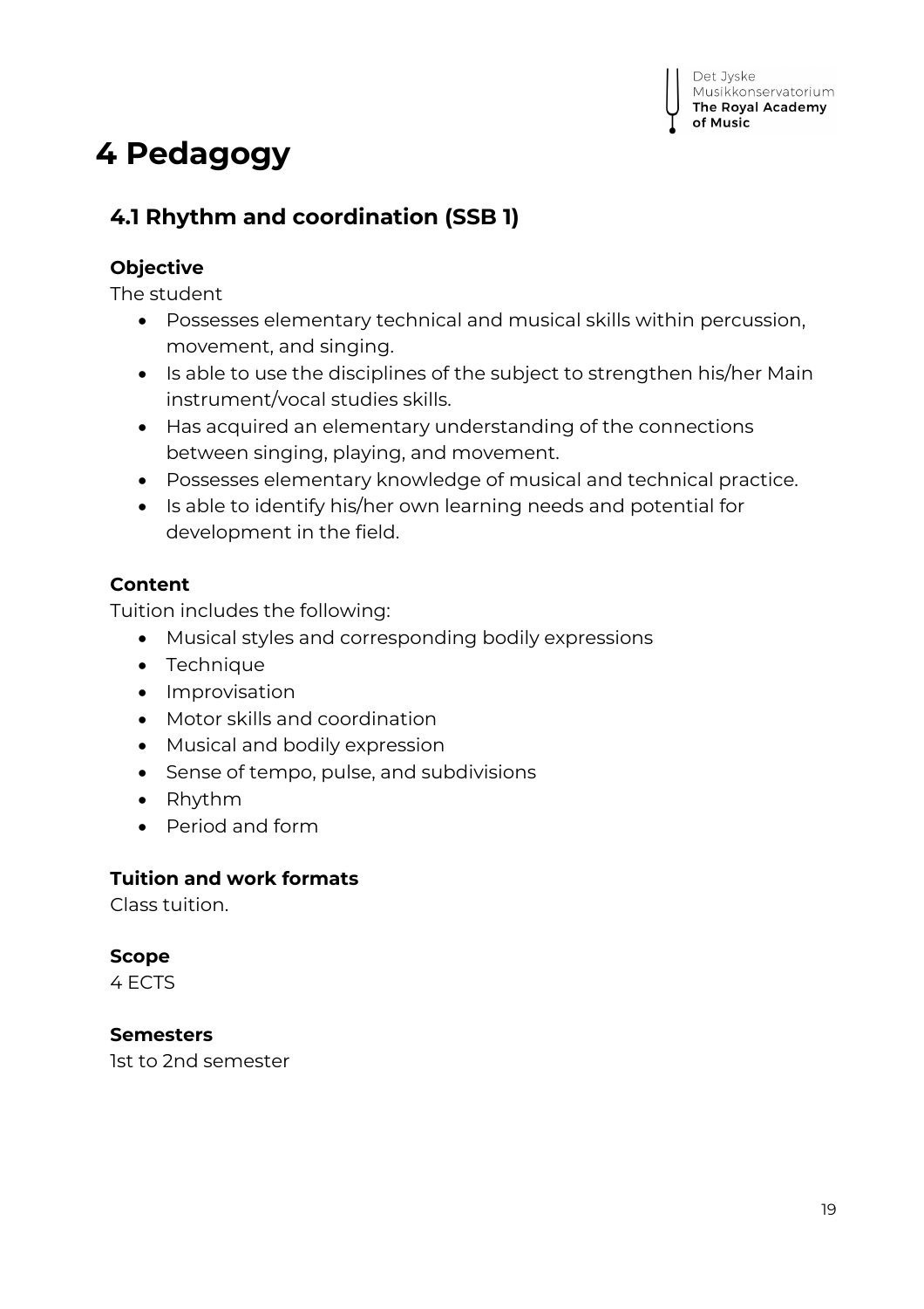# 4 Pedagogy

## 4.1 Rhythm and coordination (SSB 1)

**Objective**

The student

- Possesses elementary technical and musical skills within percussion, movement, and singing.
- Is able to use the disciplines of the subject to strengthen his/her Main instrument/vocal studies skills.
- Has acquired an elementary understanding of the connections between singing, playing, and movement.
- Possesses elementary knowledge of musical and technical practice.
- Is able to identify his/her own learning needs and potential for development in the field.

**Content**

Tuition includes the following:

- Musical styles and corresponding bodily expressions
- Technique
- Improvisation
- Motor skills and coordination
- Musical and bodily expression
- Sense of tempo, pulse, and subdivisions
- Rhythm
- Period and form

**Tuition and work formats**

Class tuition.

**Scope**

4 ECTS

**Semesters**

1st to 2nd semester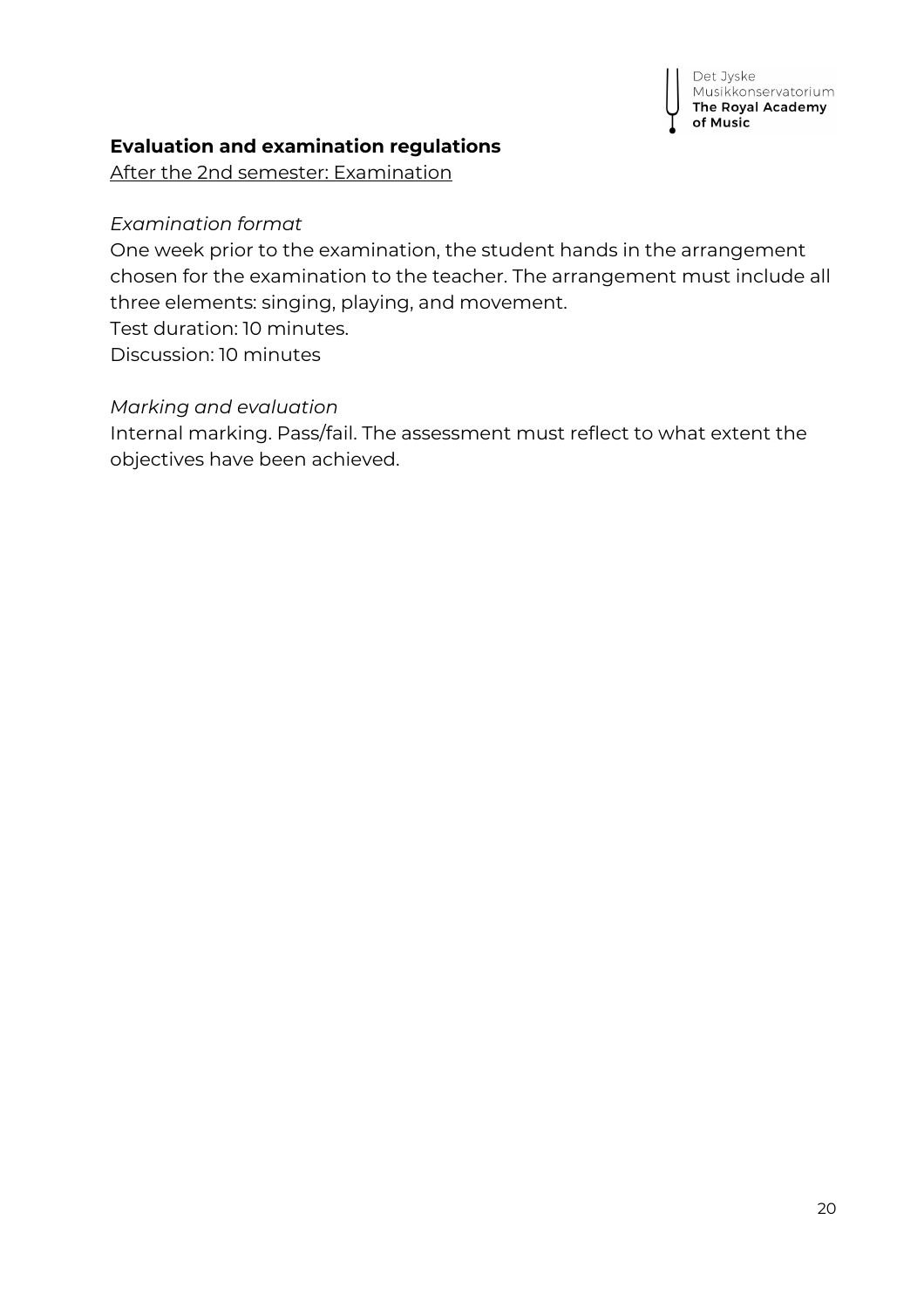**Evaluation and examination regulations**

After the 2nd semester: Examination

*Examination format*

One week prior to the examination, the student hands in the arrangement chosen for the examination to the teacher. The arrangement must include all three elements: singing, playing, and movement.
Test duration: 10 minutes.
Discussion: 10 minutes

*Marking and evaluation*

Internal marking. Pass/fail. The assessment must reflect to what extent the objectives have been achieved.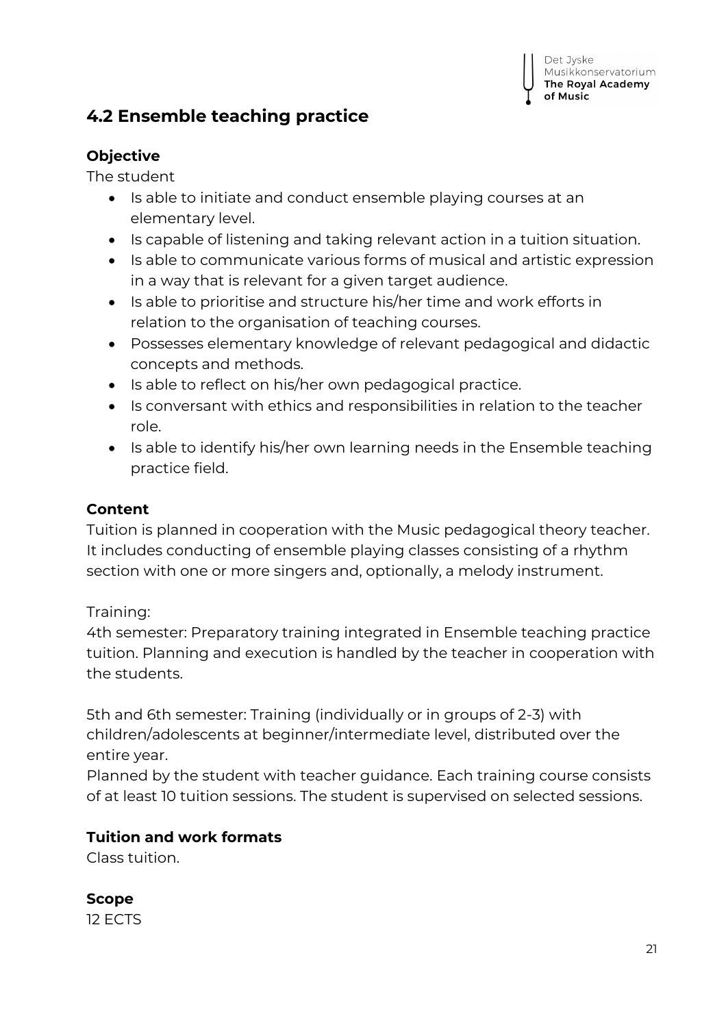## 4.2 Ensemble teaching practice

### Objective

The student

- Is able to initiate and conduct ensemble playing courses at an elementary level.
- Is capable of listening and taking relevant action in a tuition situation.
- Is able to communicate various forms of musical and artistic expression in a way that is relevant for a given target audience.
- Is able to prioritise and structure his/her time and work efforts in relation to the organisation of teaching courses.
- Possesses elementary knowledge of relevant pedagogical and didactic concepts and methods.
- Is able to reflect on his/her own pedagogical practice.
- Is conversant with ethics and responsibilities in relation to the teacher role.
- Is able to identify his/her own learning needs in the Ensemble teaching practice field.

### Content

Tuition is planned in cooperation with the Music pedagogical theory teacher. It includes conducting of ensemble playing classes consisting of a rhythm section with one or more singers and, optionally, a melody instrument.

Training:
4th semester: Preparatory training integrated in Ensemble teaching practice tuition. Planning and execution is handled by the teacher in cooperation with the students.

5th and 6th semester: Training (individually or in groups of 2-3) with children/adolescents at beginner/intermediate level, distributed over the entire year.
Planned by the student with teacher guidance. Each training course consists of at least 10 tuition sessions. The student is supervised on selected sessions.

### Tuition and work formats

Class tuition.

### Scope

12 ECTS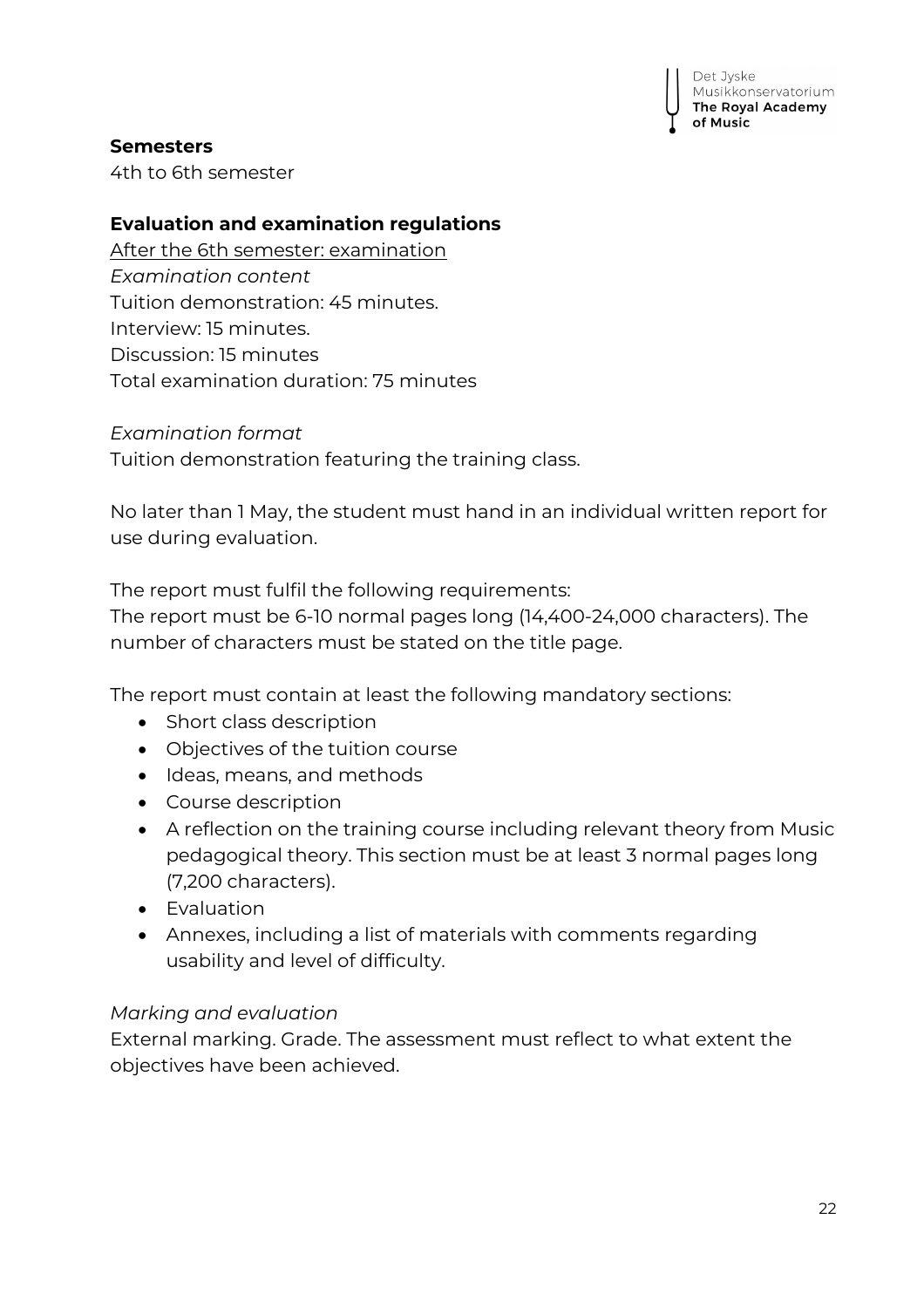**Semesters**
4th to 6th semester

**Evaluation and examination regulations**

<u>After the 6th semester: examination</u>

*Examination content*
Tuition demonstration: 45 minutes.
Interview: 15 minutes.
Discussion: 15 minutes
Total examination duration: 75 minutes

*Examination format*
Tuition demonstration featuring the training class.

No later than 1 May, the student must hand in an individual written report for use during evaluation.

The report must fulfil the following requirements:
The report must be 6-10 normal pages long (14,400-24,000 characters). The number of characters must be stated on the title page.

The report must contain at least the following mandatory sections:

- Short class description
- Objectives of the tuition course
- Ideas, means, and methods
- Course description
- A reflection on the training course including relevant theory from Music pedagogical theory. This section must be at least 3 normal pages long (7,200 characters).
- Evaluation
- Annexes, including a list of materials with comments regarding usability and level of difficulty.

*Marking and evaluation*
External marking. Grade. The assessment must reflect to what extent the objectives have been achieved.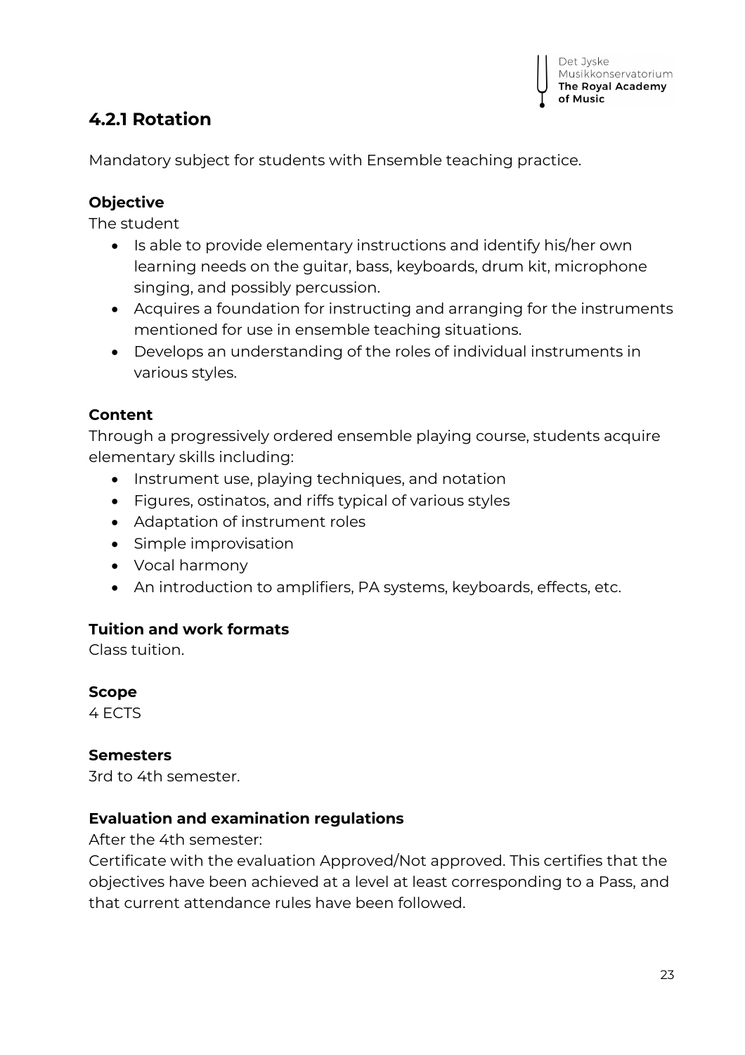### 4.2.1 Rotation

Mandatory subject for students with Ensemble teaching practice.

**Objective**

The student

- Is able to provide elementary instructions and identify his/her own learning needs on the guitar, bass, keyboards, drum kit, microphone singing, and possibly percussion.
- Acquires a foundation for instructing and arranging for the instruments mentioned for use in ensemble teaching situations.
- Develops an understanding of the roles of individual instruments in various styles.

**Content**

Through a progressively ordered ensemble playing course, students acquire elementary skills including:

- Instrument use, playing techniques, and notation
- Figures, ostinatos, and riffs typical of various styles
- Adaptation of instrument roles
- Simple improvisation
- Vocal harmony
- An introduction to amplifiers, PA systems, keyboards, effects, etc.

**Tuition and work formats**

Class tuition.

**Scope**

4 ECTS

**Semesters**

3rd to 4th semester.

**Evaluation and examination regulations**

After the 4th semester:

Certificate with the evaluation Approved/Not approved. This certifies that the objectives have been achieved at a level at least corresponding to a Pass, and that current attendance rules have been followed.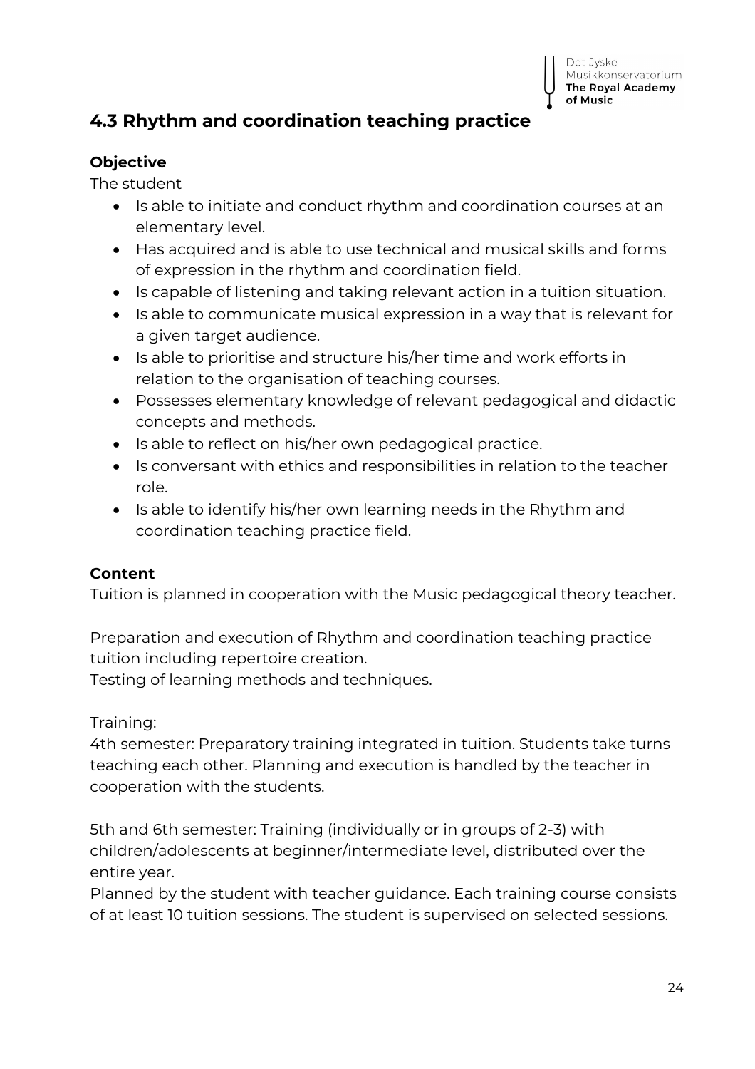## 4.3 Rhythm and coordination teaching practice

### Objective

The student

- Is able to initiate and conduct rhythm and coordination courses at an elementary level.
- Has acquired and is able to use technical and musical skills and forms of expression in the rhythm and coordination field.
- Is capable of listening and taking relevant action in a tuition situation.
- Is able to communicate musical expression in a way that is relevant for a given target audience.
- Is able to prioritise and structure his/her time and work efforts in relation to the organisation of teaching courses.
- Possesses elementary knowledge of relevant pedagogical and didactic concepts and methods.
- Is able to reflect on his/her own pedagogical practice.
- Is conversant with ethics and responsibilities in relation to the teacher role.
- Is able to identify his/her own learning needs in the Rhythm and coordination teaching practice field.

### Content

Tuition is planned in cooperation with the Music pedagogical theory teacher.

Preparation and execution of Rhythm and coordination teaching practice tuition including repertoire creation.
Testing of learning methods and techniques.

Training:
4th semester: Preparatory training integrated in tuition. Students take turns teaching each other. Planning and execution is handled by the teacher in cooperation with the students.

5th and 6th semester: Training (individually or in groups of 2-3) with children/adolescents at beginner/intermediate level, distributed over the entire year.
Planned by the student with teacher guidance. Each training course consists of at least 10 tuition sessions. The student is supervised on selected sessions.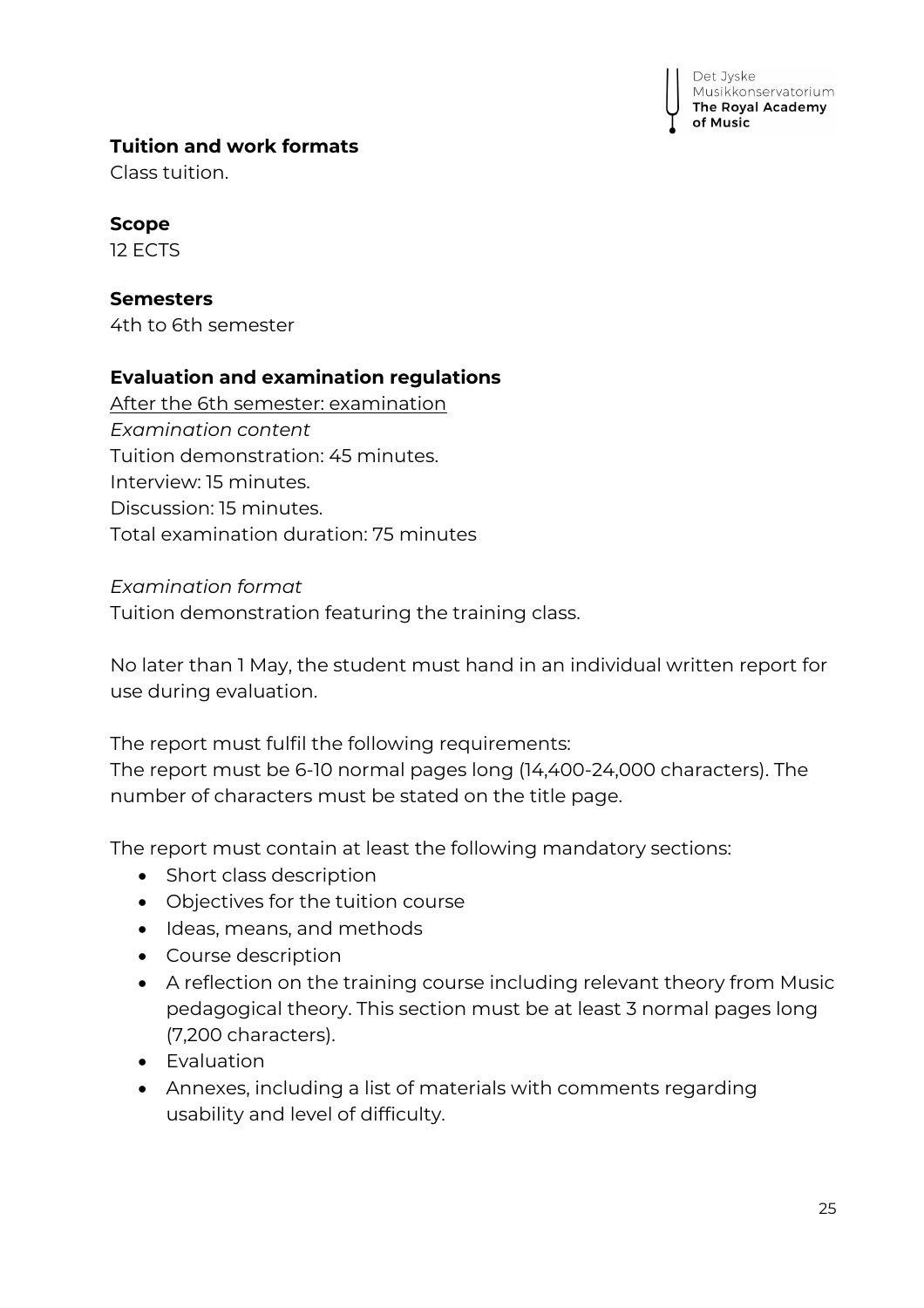**Tuition and work formats**
Class tuition.

**Scope**
12 ECTS

**Semesters**
4th to 6th semester

**Evaluation and examination regulations**
After the 6th semester: examination
*Examination content*
Tuition demonstration: 45 minutes.
Interview: 15 minutes.
Discussion: 15 minutes.
Total examination duration: 75 minutes

*Examination format*
Tuition demonstration featuring the training class.

No later than 1 May, the student must hand in an individual written report for use during evaluation.

The report must fulfil the following requirements:
The report must be 6-10 normal pages long (14,400-24,000 characters). The number of characters must be stated on the title page.

The report must contain at least the following mandatory sections:

- Short class description
- Objectives for the tuition course
- Ideas, means, and methods
- Course description
- A reflection on the training course including relevant theory from Music pedagogical theory. This section must be at least 3 normal pages long (7,200 characters).
- Evaluation
- Annexes, including a list of materials with comments regarding usability and level of difficulty.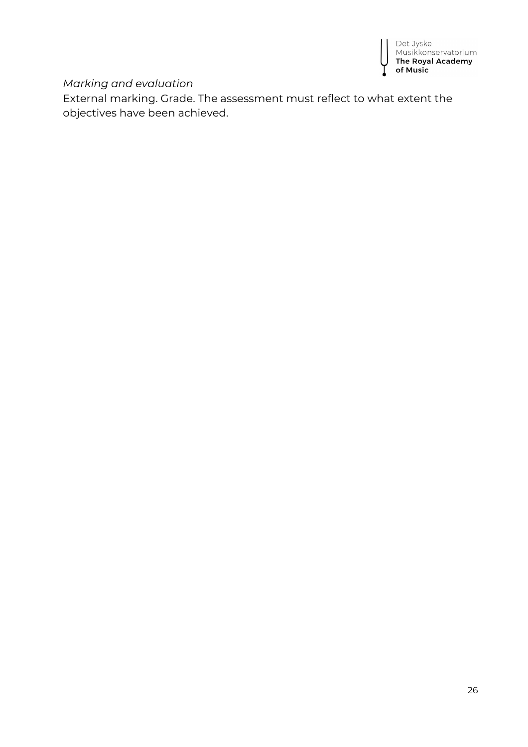*Marking and evaluation*

External marking. Grade. The assessment must reflect to what extent the objectives have been achieved.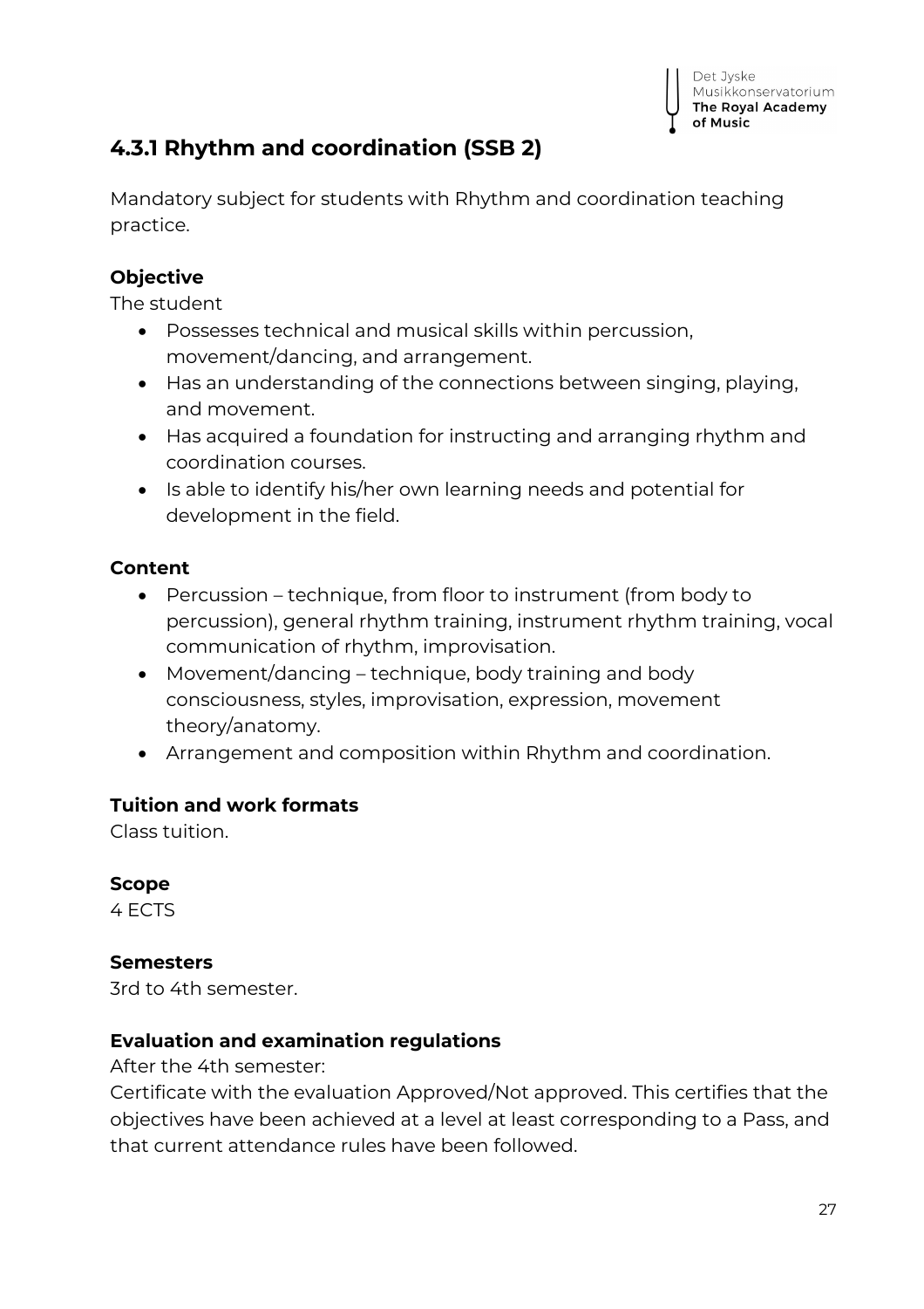## 4.3.1 Rhythm and coordination (SSB 2)

Mandatory subject for students with Rhythm and coordination teaching practice.

**Objective**

The student

- Possesses technical and musical skills within percussion, movement/dancing, and arrangement.
- Has an understanding of the connections between singing, playing, and movement.
- Has acquired a foundation for instructing and arranging rhythm and coordination courses.
- Is able to identify his/her own learning needs and potential for development in the field.

**Content**

- Percussion – technique, from floor to instrument (from body to percussion), general rhythm training, instrument rhythm training, vocal communication of rhythm, improvisation.
- Movement/dancing – technique, body training and body consciousness, styles, improvisation, expression, movement theory/anatomy.
- Arrangement and composition within Rhythm and coordination.

**Tuition and work formats**

Class tuition.

**Scope**

4 ECTS

**Semesters**

3rd to 4th semester.

**Evaluation and examination regulations**

After the 4th semester:

Certificate with the evaluation Approved/Not approved. This certifies that the objectives have been achieved at a level at least corresponding to a Pass, and that current attendance rules have been followed.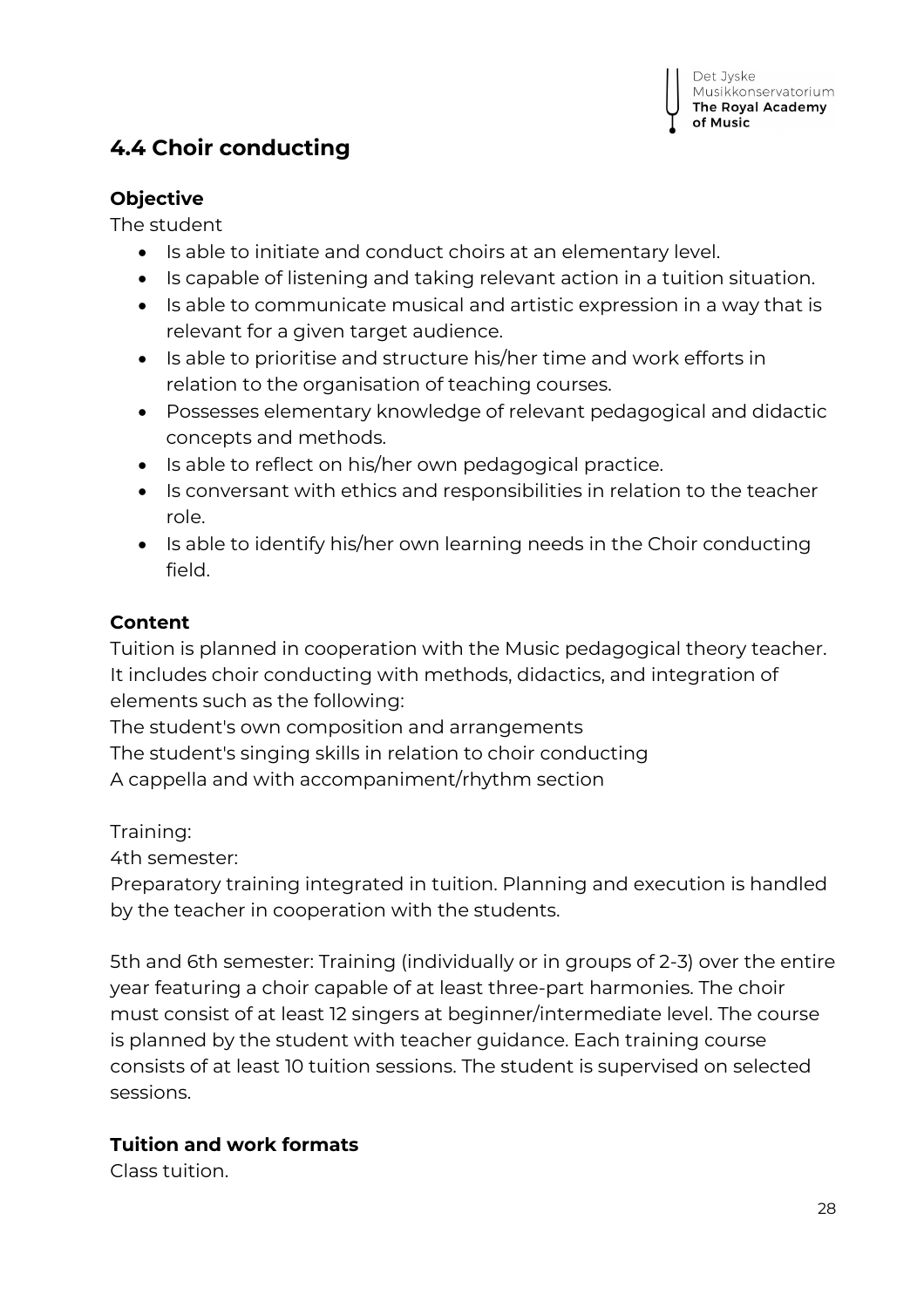## 4.4 Choir conducting

### Objective

The student

- Is able to initiate and conduct choirs at an elementary level.
- Is capable of listening and taking relevant action in a tuition situation.
- Is able to communicate musical and artistic expression in a way that is relevant for a given target audience.
- Is able to prioritise and structure his/her time and work efforts in relation to the organisation of teaching courses.
- Possesses elementary knowledge of relevant pedagogical and didactic concepts and methods.
- Is able to reflect on his/her own pedagogical practice.
- Is conversant with ethics and responsibilities in relation to the teacher role.
- Is able to identify his/her own learning needs in the Choir conducting field.

### Content

Tuition is planned in cooperation with the Music pedagogical theory teacher. It includes choir conducting with methods, didactics, and integration of elements such as the following:
The student's own composition and arrangements
The student's singing skills in relation to choir conducting
A cappella and with accompaniment/rhythm section

Training:
4th semester:
Preparatory training integrated in tuition. Planning and execution is handled by the teacher in cooperation with the students.

5th and 6th semester: Training (individually or in groups of 2-3) over the entire year featuring a choir capable of at least three-part harmonies. The choir must consist of at least 12 singers at beginner/intermediate level. The course is planned by the student with teacher guidance. Each training course consists of at least 10 tuition sessions. The student is supervised on selected sessions.

### Tuition and work formats

Class tuition.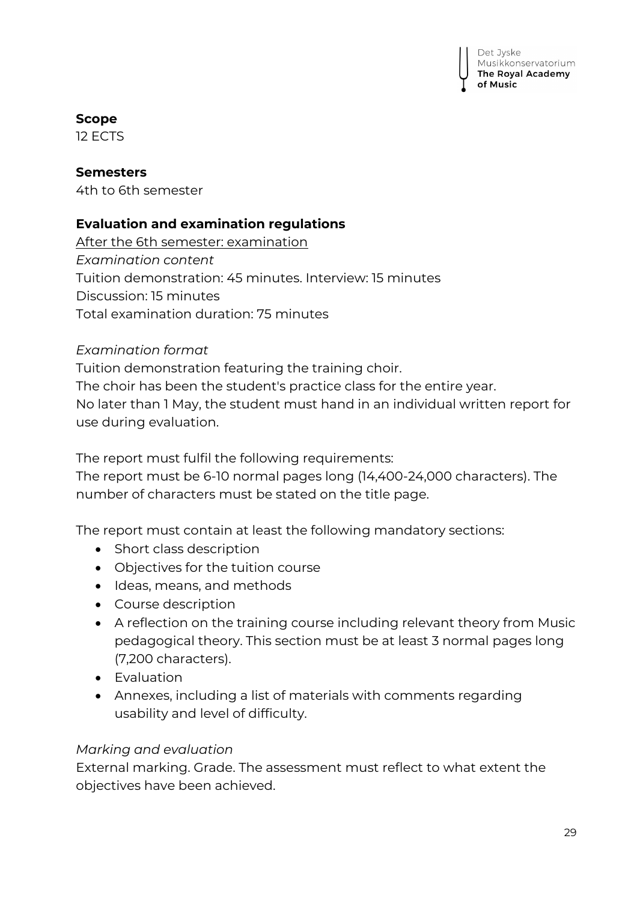**Scope**
12 ECTS

**Semesters**
4th to 6th semester

**Evaluation and examination regulations**

After the 6th semester: examination

*Examination content*
Tuition demonstration: 45 minutes. Interview: 15 minutes
Discussion: 15 minutes
Total examination duration: 75 minutes

*Examination format*
Tuition demonstration featuring the training choir.
The choir has been the student's practice class for the entire year.
No later than 1 May, the student must hand in an individual written report for use during evaluation.

The report must fulfil the following requirements:
The report must be 6-10 normal pages long (14,400-24,000 characters). The number of characters must be stated on the title page.

The report must contain at least the following mandatory sections:

- Short class description
- Objectives for the tuition course
- Ideas, means, and methods
- Course description
- A reflection on the training course including relevant theory from Music pedagogical theory. This section must be at least 3 normal pages long (7,200 characters).
- Evaluation
- Annexes, including a list of materials with comments regarding usability and level of difficulty.

*Marking and evaluation*
External marking. Grade. The assessment must reflect to what extent the objectives have been achieved.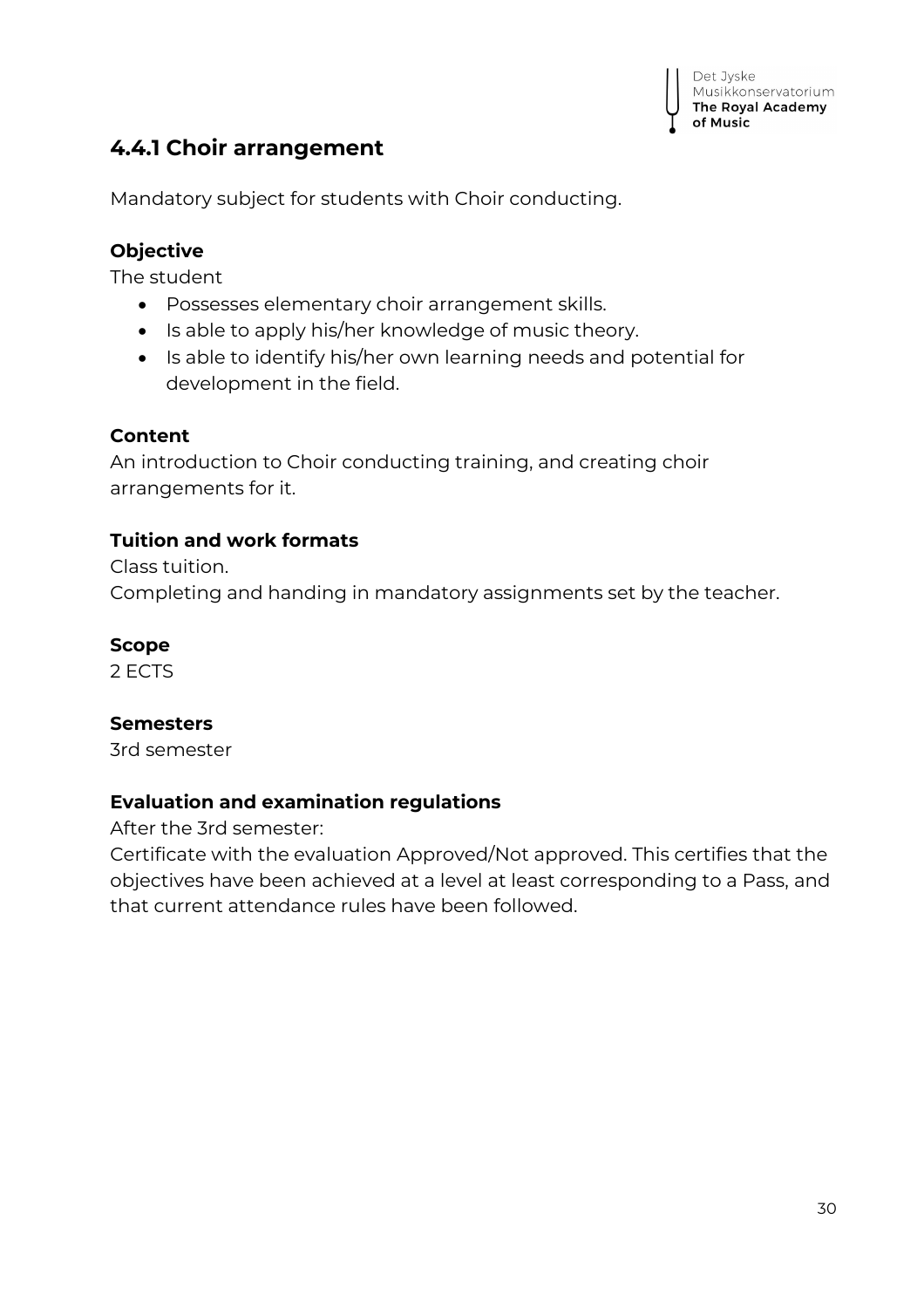## 4.4.1 Choir arrangement

Mandatory subject for students with Choir conducting.

**Objective**

The student

- Possesses elementary choir arrangement skills.
- Is able to apply his/her knowledge of music theory.
- Is able to identify his/her own learning needs and potential for development in the field.

**Content**

An introduction to Choir conducting training, and creating choir arrangements for it.

**Tuition and work formats**

Class tuition.
Completing and handing in mandatory assignments set by the teacher.

**Scope**

2 ECTS

**Semesters**

3rd semester

**Evaluation and examination regulations**

After the 3rd semester:
Certificate with the evaluation Approved/Not approved. This certifies that the objectives have been achieved at a level at least corresponding to a Pass, and that current attendance rules have been followed.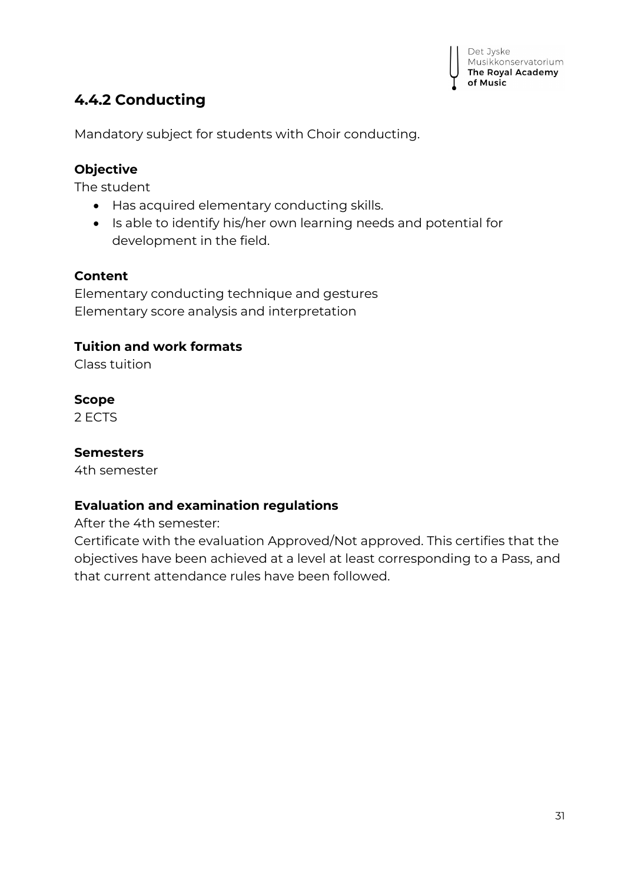## 4.4.2 Conducting

Mandatory subject for students with Choir conducting.

**Objective**

The student

- Has acquired elementary conducting skills.
- Is able to identify his/her own learning needs and potential for development in the field.

**Content**

Elementary conducting technique and gestures
Elementary score analysis and interpretation

**Tuition and work formats**

Class tuition

**Scope**

2 ECTS

**Semesters**

4th semester

**Evaluation and examination regulations**

After the 4th semester:
Certificate with the evaluation Approved/Not approved. This certifies that the objectives have been achieved at a level at least corresponding to a Pass, and that current attendance rules have been followed.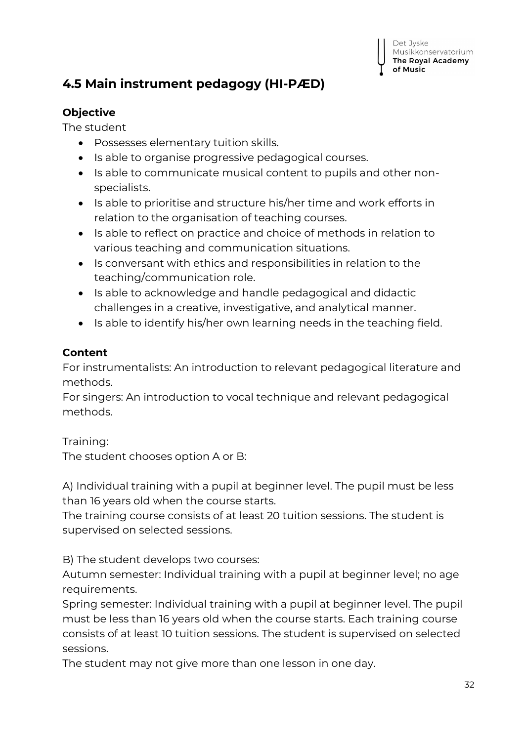## 4.5 Main instrument pedagogy (HI-PÆD)

### Objective

The student

- Possesses elementary tuition skills.
- Is able to organise progressive pedagogical courses.
- Is able to communicate musical content to pupils and other non-specialists.
- Is able to prioritise and structure his/her time and work efforts in relation to the organisation of teaching courses.
- Is able to reflect on practice and choice of methods in relation to various teaching and communication situations.
- Is conversant with ethics and responsibilities in relation to the teaching/communication role.
- Is able to acknowledge and handle pedagogical and didactic challenges in a creative, investigative, and analytical manner.
- Is able to identify his/her own learning needs in the teaching field.

### Content

For instrumentalists: An introduction to relevant pedagogical literature and methods.
For singers: An introduction to vocal technique and relevant pedagogical methods.

Training:
The student chooses option A or B:

A) Individual training with a pupil at beginner level. The pupil must be less than 16 years old when the course starts.
The training course consists of at least 20 tuition sessions. The student is supervised on selected sessions.

B) The student develops two courses:
Autumn semester: Individual training with a pupil at beginner level; no age requirements.
Spring semester: Individual training with a pupil at beginner level. The pupil must be less than 16 years old when the course starts. Each training course consists of at least 10 tuition sessions. The student is supervised on selected sessions.
The student may not give more than one lesson in one day.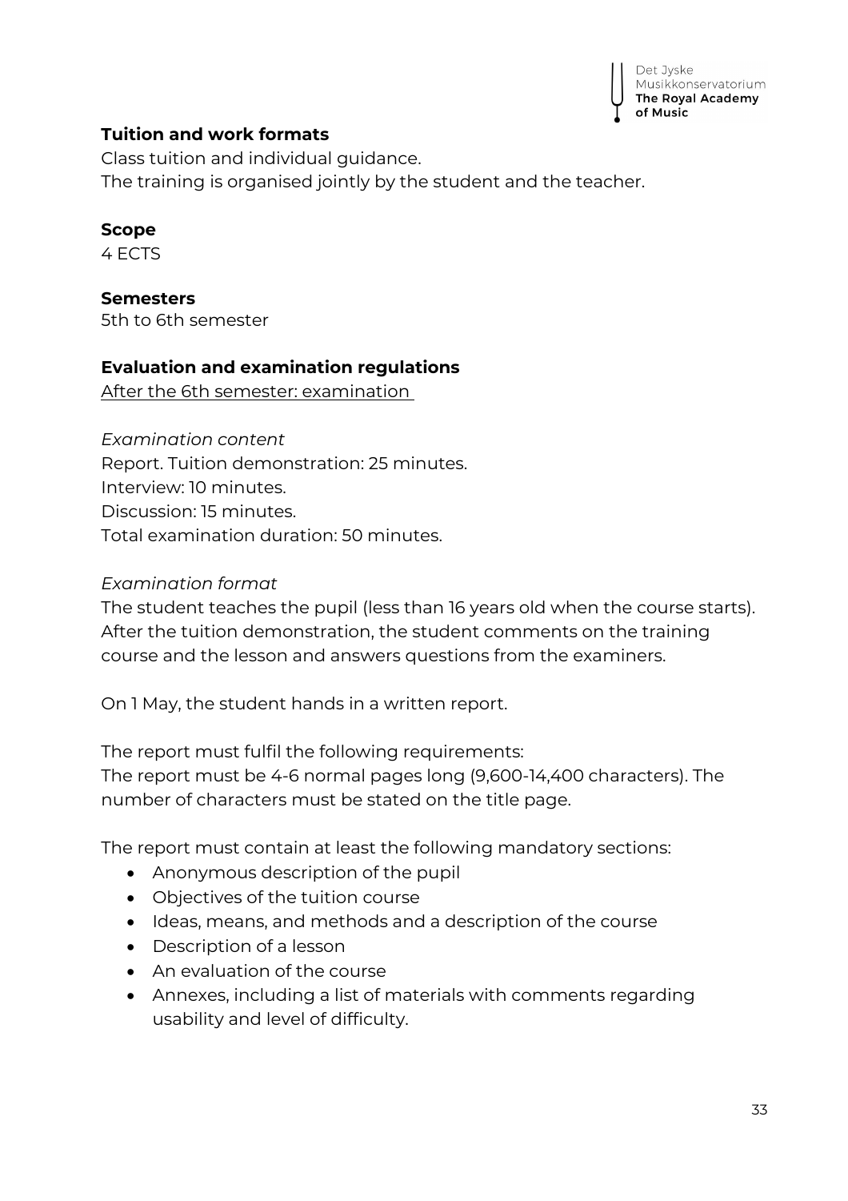### Tuition and work formats

Class tuition and individual guidance.
The training is organised jointly by the student and the teacher.

### Scope

4 ECTS

### Semesters

5th to 6th semester

### Evaluation and examination regulations

After the 6th semester: examination

*Examination content*

Report. Tuition demonstration: 25 minutes.
Interview: 10 minutes.
Discussion: 15 minutes.
Total examination duration: 50 minutes.

*Examination format*

The student teaches the pupil (less than 16 years old when the course starts). After the tuition demonstration, the student comments on the training course and the lesson and answers questions from the examiners.

On 1 May, the student hands in a written report.

The report must fulfil the following requirements:
The report must be 4-6 normal pages long (9,600-14,400 characters). The number of characters must be stated on the title page.

The report must contain at least the following mandatory sections:

- Anonymous description of the pupil
- Objectives of the tuition course
- Ideas, means, and methods and a description of the course
- Description of a lesson
- An evaluation of the course
- Annexes, including a list of materials with comments regarding usability and level of difficulty.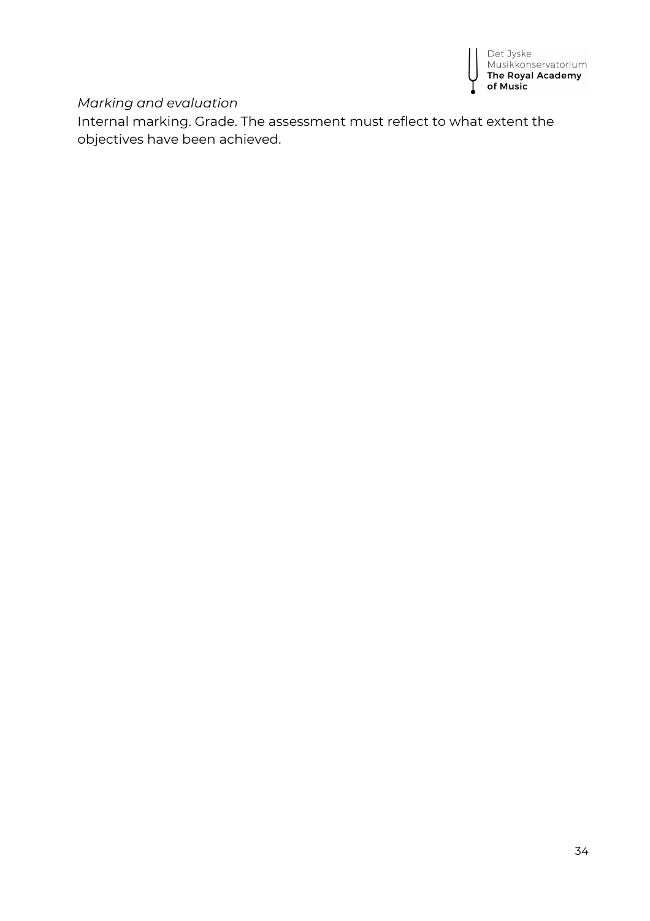*Marking and evaluation*

Internal marking. Grade. The assessment must reflect to what extent the objectives have been achieved.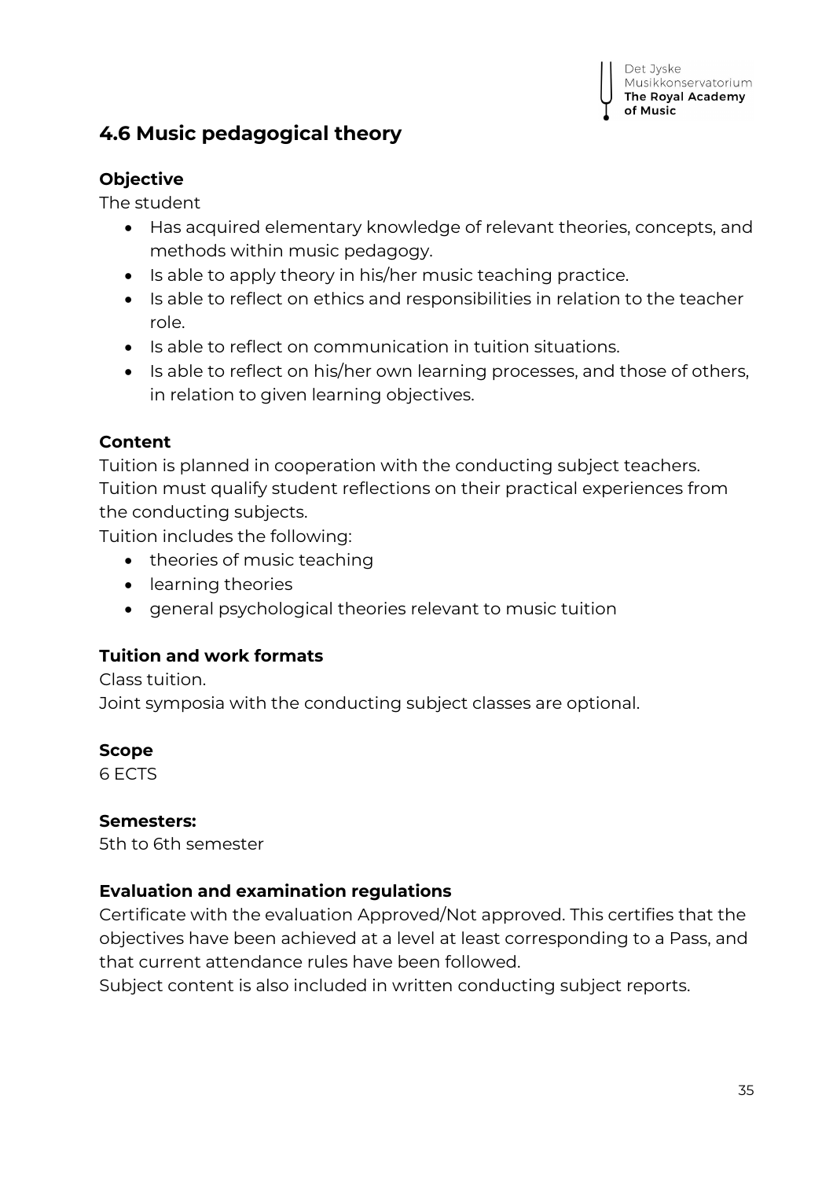## 4.6 Music pedagogical theory

### Objective

The student

- Has acquired elementary knowledge of relevant theories, concepts, and methods within music pedagogy.
- Is able to apply theory in his/her music teaching practice.
- Is able to reflect on ethics and responsibilities in relation to the teacher role.
- Is able to reflect on communication in tuition situations.
- Is able to reflect on his/her own learning processes, and those of others, in relation to given learning objectives.

### Content

Tuition is planned in cooperation with the conducting subject teachers. Tuition must qualify student reflections on their practical experiences from the conducting subjects.

Tuition includes the following:

- theories of music teaching
- learning theories
- general psychological theories relevant to music tuition

### Tuition and work formats

Class tuition.

Joint symposia with the conducting subject classes are optional.

### Scope

6 ECTS

### Semesters:

5th to 6th semester

### Evaluation and examination regulations

Certificate with the evaluation Approved/Not approved. This certifies that the objectives have been achieved at a level at least corresponding to a Pass, and that current attendance rules have been followed.

Subject content is also included in written conducting subject reports.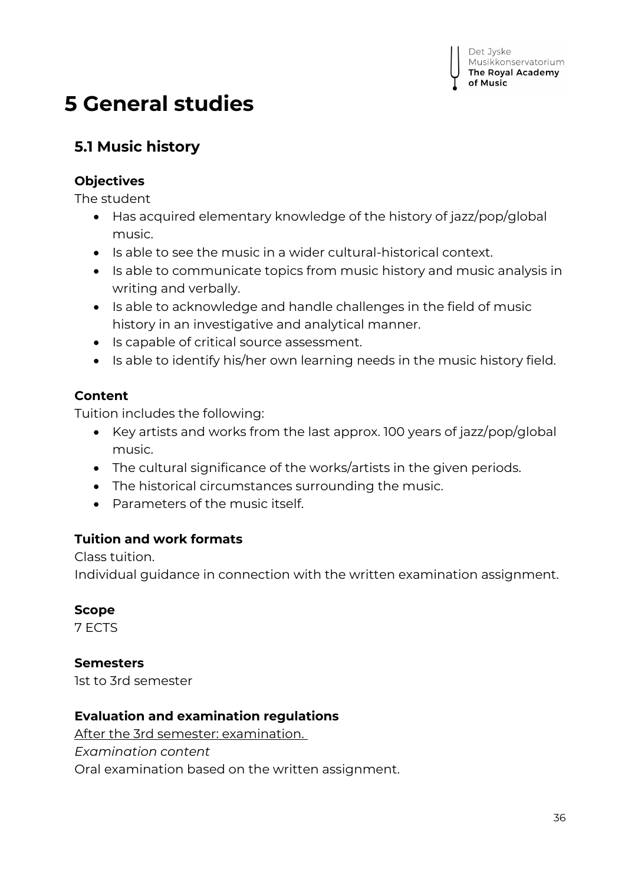# 5 General studies

## 5.1 Music history

### Objectives

The student

- Has acquired elementary knowledge of the history of jazz/pop/global music.
- Is able to see the music in a wider cultural-historical context.
- Is able to communicate topics from music history and music analysis in writing and verbally.
- Is able to acknowledge and handle challenges in the field of music history in an investigative and analytical manner.
- Is capable of critical source assessment.
- Is able to identify his/her own learning needs in the music history field.

### Content

Tuition includes the following:

- Key artists and works from the last approx. 100 years of jazz/pop/global music.
- The cultural significance of the works/artists in the given periods.
- The historical circumstances surrounding the music.
- Parameters of the music itself.

### Tuition and work formats

Class tuition.
Individual guidance in connection with the written examination assignment.

### Scope

7 ECTS

### Semesters

1st to 3rd semester

### Evaluation and examination regulations

After the 3rd semester: examination.

*Examination content*

Oral examination based on the written assignment.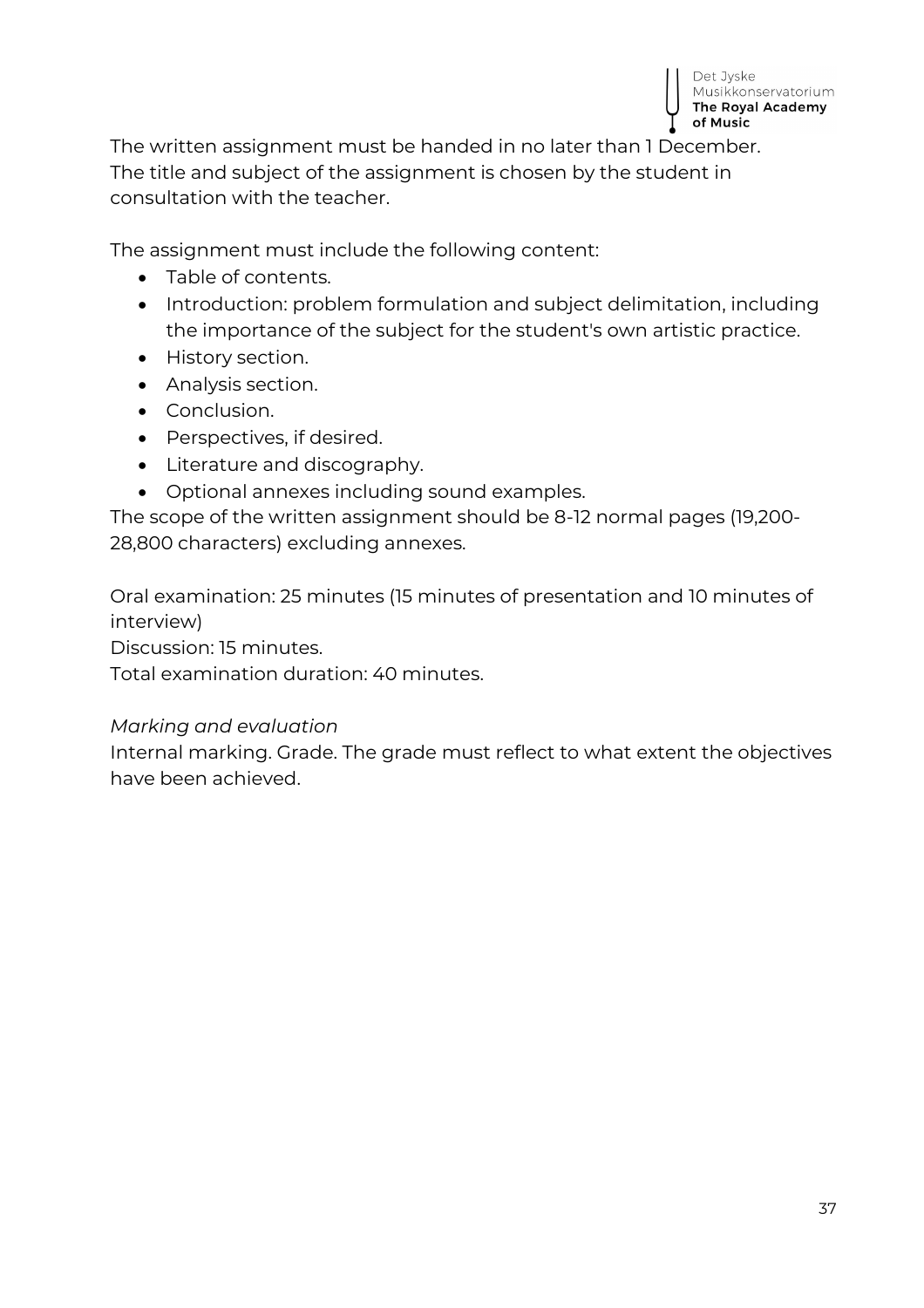The written assignment must be handed in no later than 1 December.
The title and subject of the assignment is chosen by the student in consultation with the teacher.

The assignment must include the following content:

- Table of contents.
- Introduction: problem formulation and subject delimitation, including the importance of the subject for the student's own artistic practice.
- History section.
- Analysis section.
- Conclusion.
- Perspectives, if desired.
- Literature and discography.
- Optional annexes including sound examples.

The scope of the written assignment should be 8-12 normal pages (19,200-28,800 characters) excluding annexes.

Oral examination: 25 minutes (15 minutes of presentation and 10 minutes of interview)
Discussion: 15 minutes.
Total examination duration: 40 minutes.

*Marking and evaluation*
Internal marking. Grade. The grade must reflect to what extent the objectives have been achieved.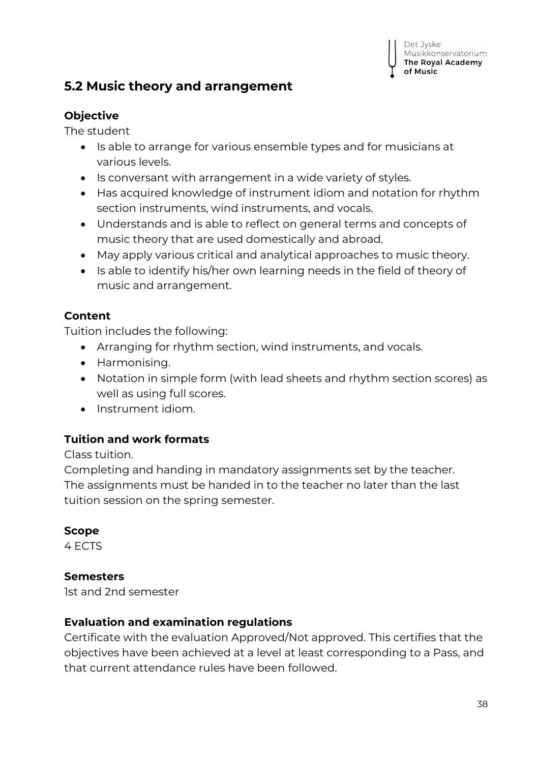## 5.2 Music theory and arrangement

**Objective**

The student

- Is able to arrange for various ensemble types and for musicians at various levels.
- Is conversant with arrangement in a wide variety of styles.
- Has acquired knowledge of instrument idiom and notation for rhythm section instruments, wind instruments, and vocals.
- Understands and is able to reflect on general terms and concepts of music theory that are used domestically and abroad.
- May apply various critical and analytical approaches to music theory.
- Is able to identify his/her own learning needs in the field of theory of music and arrangement.

**Content**

Tuition includes the following:

- Arranging for rhythm section, wind instruments, and vocals.
- Harmonising.
- Notation in simple form (with lead sheets and rhythm section scores) as well as using full scores.
- Instrument idiom.

**Tuition and work formats**

Class tuition.
Completing and handing in mandatory assignments set by the teacher.
The assignments must be handed in to the teacher no later than the last tuition session on the spring semester.

**Scope**

4 ECTS

**Semesters**

1st and 2nd semester

**Evaluation and examination regulations**

Certificate with the evaluation Approved/Not approved. This certifies that the objectives have been achieved at a level at least corresponding to a Pass, and that current attendance rules have been followed.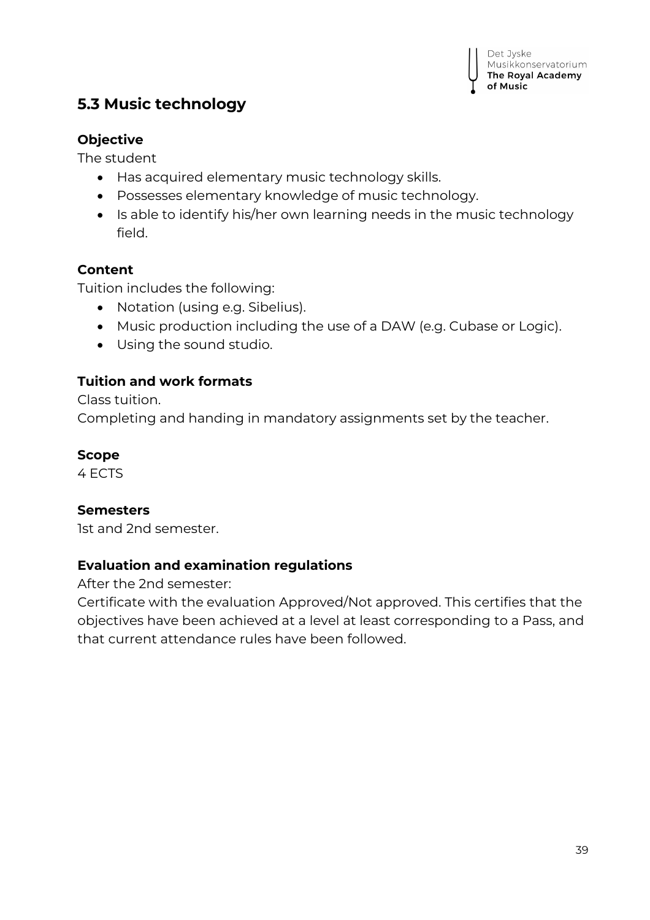## 5.3 Music technology

### Objective

The student

- Has acquired elementary music technology skills.
- Possesses elementary knowledge of music technology.
- Is able to identify his/her own learning needs in the music technology field.

### Content

Tuition includes the following:

- Notation (using e.g. Sibelius).
- Music production including the use of a DAW (e.g. Cubase or Logic).
- Using the sound studio.

### Tuition and work formats

Class tuition.
Completing and handing in mandatory assignments set by the teacher.

### Scope

4 ECTS

### Semesters

1st and 2nd semester.

### Evaluation and examination regulations

After the 2nd semester:
Certificate with the evaluation Approved/Not approved. This certifies that the objectives have been achieved at a level at least corresponding to a Pass, and that current attendance rules have been followed.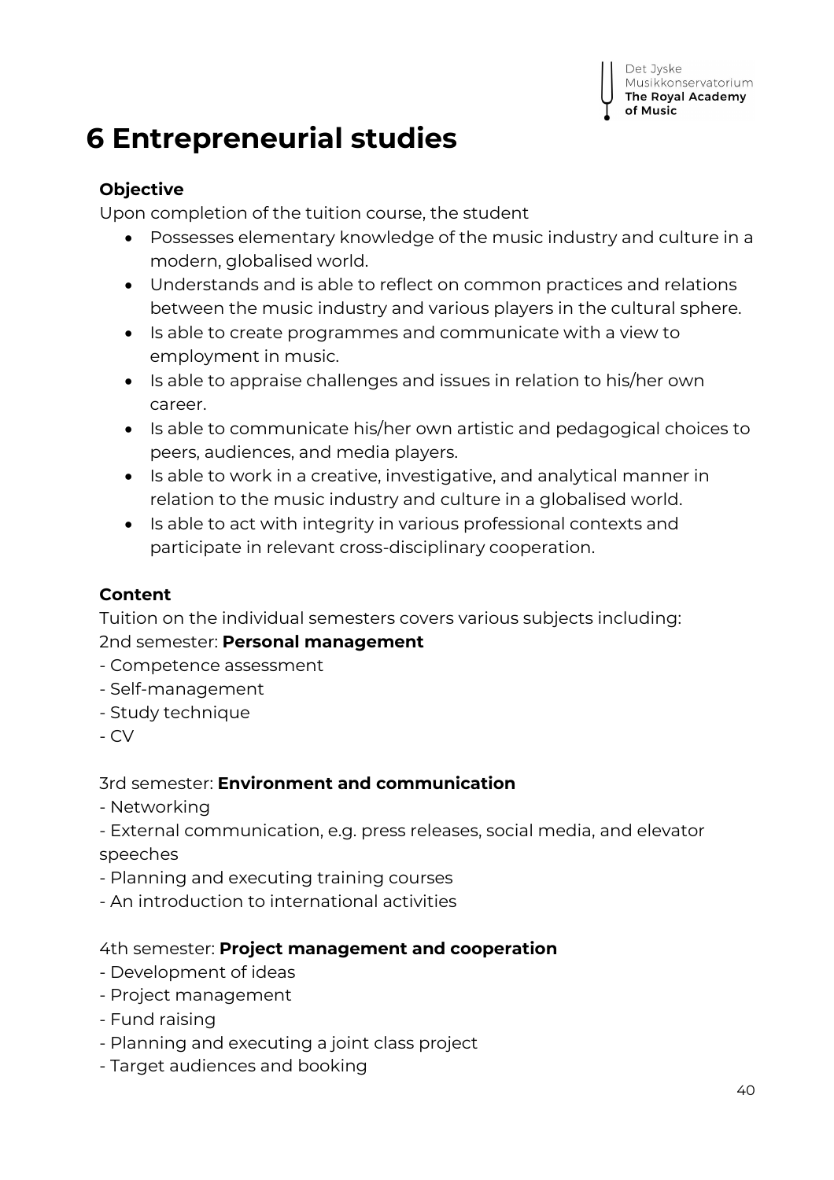# 6 Entrepreneurial studies

**Objective**

Upon completion of the tuition course, the student

- Possesses elementary knowledge of the music industry and culture in a modern, globalised world.
- Understands and is able to reflect on common practices and relations between the music industry and various players in the cultural sphere.
- Is able to create programmes and communicate with a view to employment in music.
- Is able to appraise challenges and issues in relation to his/her own career.
- Is able to communicate his/her own artistic and pedagogical choices to peers, audiences, and media players.
- Is able to work in a creative, investigative, and analytical manner in relation to the music industry and culture in a globalised world.
- Is able to act with integrity in various professional contexts and participate in relevant cross-disciplinary cooperation.

**Content**

Tuition on the individual semesters covers various subjects including:

2nd semester: **Personal management**

- Competence assessment
- Self-management
- Study technique
- CV

3rd semester: **Environment and communication**

- Networking
- External communication, e.g. press releases, social media, and elevator speeches
- Planning and executing training courses
- An introduction to international activities

4th semester: **Project management and cooperation**

- Development of ideas
- Project management
- Fund raising
- Planning and executing a joint class project
- Target audiences and booking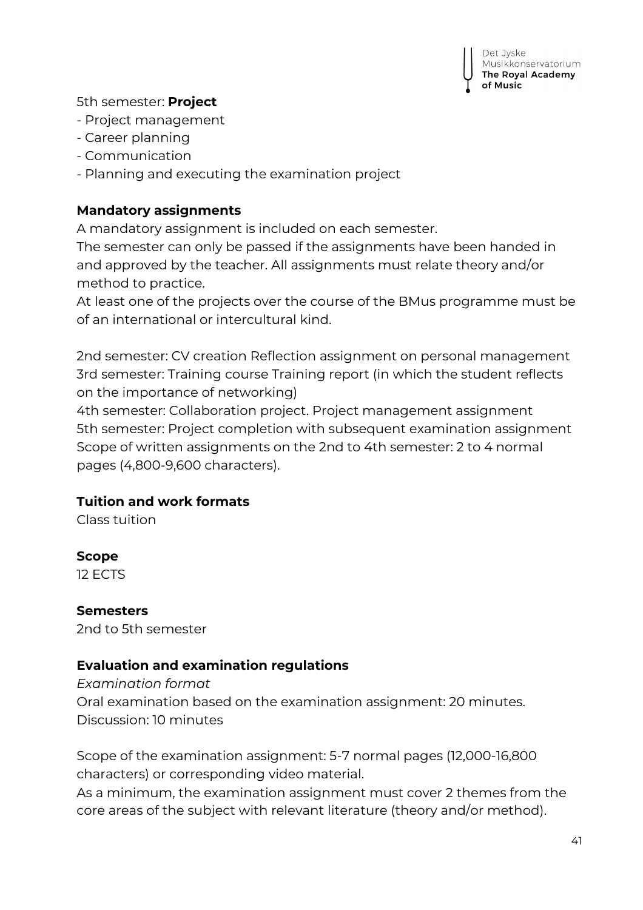5th semester: **Project**
- Project management
- Career planning
- Communication
- Planning and executing the examination project

**Mandatory assignments**

A mandatory assignment is included on each semester.
The semester can only be passed if the assignments have been handed in and approved by the teacher. All assignments must relate theory and/or method to practice.
At least one of the projects over the course of the BMus programme must be of an international or intercultural kind.

2nd semester: CV creation Reflection assignment on personal management
3rd semester: Training course Training report (in which the student reflects on the importance of networking)
4th semester: Collaboration project. Project management assignment
5th semester: Project completion with subsequent examination assignment
Scope of written assignments on the 2nd to 4th semester: 2 to 4 normal pages (4,800-9,600 characters).

**Tuition and work formats**

Class tuition

**Scope**

12 ECTS

**Semesters**

2nd to 5th semester

**Evaluation and examination regulations**

*Examination format*

Oral examination based on the examination assignment: 20 minutes.
Discussion: 10 minutes

Scope of the examination assignment: 5-7 normal pages (12,000-16,800 characters) or corresponding video material.
As a minimum, the examination assignment must cover 2 themes from the core areas of the subject with relevant literature (theory and/or method).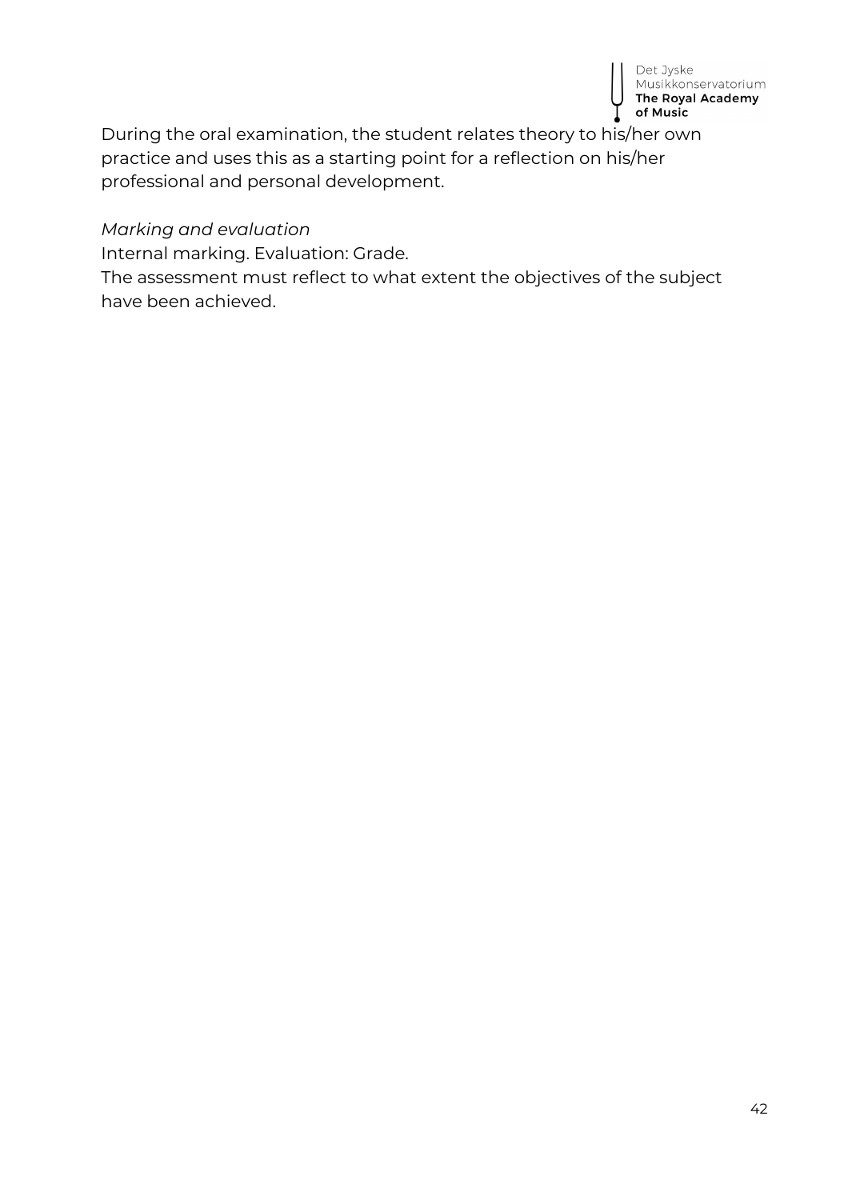During the oral examination, the student relates theory to his/her own practice and uses this as a starting point for a reflection on his/her professional and personal development.

*Marking and evaluation*

Internal marking. Evaluation: Grade.

The assessment must reflect to what extent the objectives of the subject have been achieved.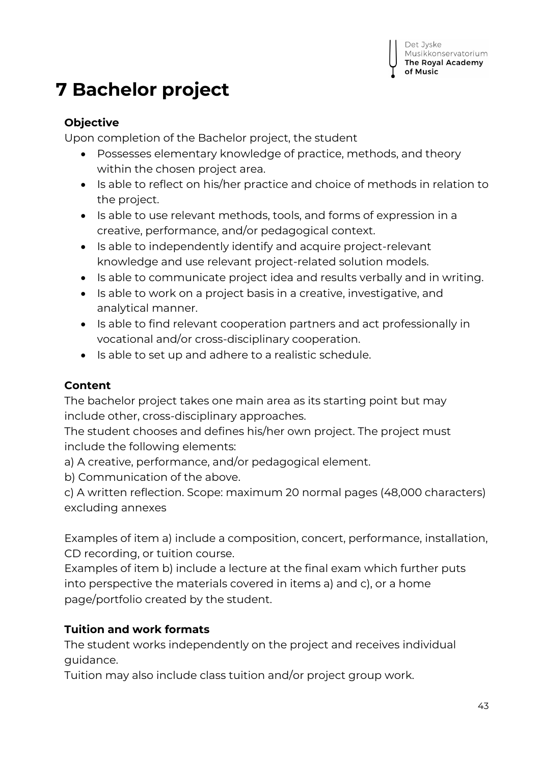# 7 Bachelor project

**Objective**

Upon completion of the Bachelor project, the student

- Possesses elementary knowledge of practice, methods, and theory within the chosen project area.
- Is able to reflect on his/her practice and choice of methods in relation to the project.
- Is able to use relevant methods, tools, and forms of expression in a creative, performance, and/or pedagogical context.
- Is able to independently identify and acquire project-relevant knowledge and use relevant project-related solution models.
- Is able to communicate project idea and results verbally and in writing.
- Is able to work on a project basis in a creative, investigative, and analytical manner.
- Is able to find relevant cooperation partners and act professionally in vocational and/or cross-disciplinary cooperation.
- Is able to set up and adhere to a realistic schedule.

**Content**

The bachelor project takes one main area as its starting point but may include other, cross-disciplinary approaches.

The student chooses and defines his/her own project. The project must include the following elements:

a) A creative, performance, and/or pedagogical element.

b) Communication of the above.

c) A written reflection. Scope: maximum 20 normal pages (48,000 characters) excluding annexes

Examples of item a) include a composition, concert, performance, installation, CD recording, or tuition course.

Examples of item b) include a lecture at the final exam which further puts into perspective the materials covered in items a) and c), or a home page/portfolio created by the student.

**Tuition and work formats**

The student works independently on the project and receives individual guidance.

Tuition may also include class tuition and/or project group work.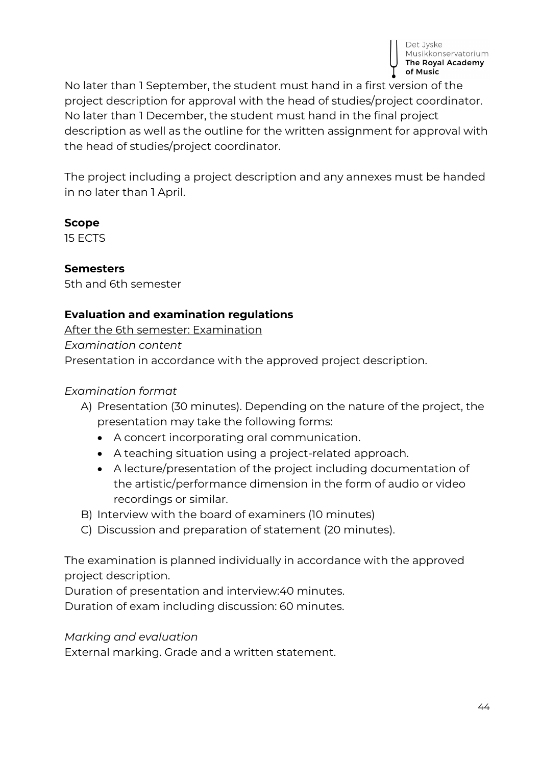No later than 1 September, the student must hand in a first version of the project description for approval with the head of studies/project coordinator. No later than 1 December, the student must hand in the final project description as well as the outline for the written assignment for approval with the head of studies/project coordinator.

The project including a project description and any annexes must be handed in no later than 1 April.

**Scope**
15 ECTS

**Semesters**
5th and 6th semester

**Evaluation and examination regulations**

<u>After the 6th semester: Examination</u>

*Examination content*

Presentation in accordance with the approved project description.

*Examination format*

A) Presentation (30 minutes). Depending on the nature of the project, the presentation may take the following forms:
   - A concert incorporating oral communication.
   - A teaching situation using a project-related approach.
   - A lecture/presentation of the project including documentation of the artistic/performance dimension in the form of audio or video recordings or similar.

B) Interview with the board of examiners (10 minutes)

C) Discussion and preparation of statement (20 minutes).

The examination is planned individually in accordance with the approved project description.
Duration of presentation and interview:40 minutes.
Duration of exam including discussion: 60 minutes.

*Marking and evaluation*

External marking. Grade and a written statement.